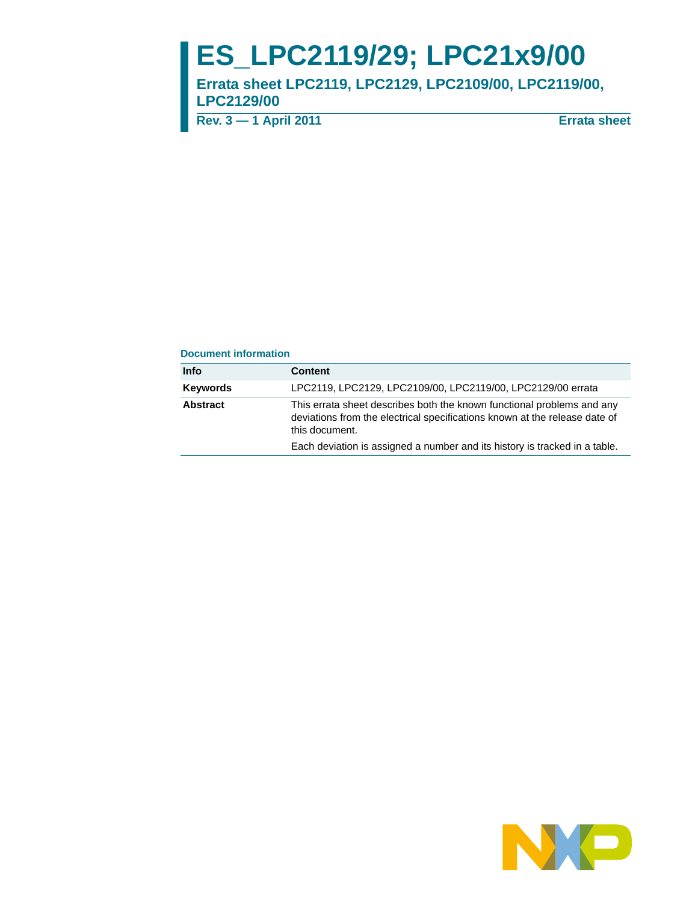# ES_LPC2119/29; LPC21x9/00

## Errata sheet LPC2119, LPC2129, LPC2109/00, LPC2119/00, LPC2129/00

**Rev. 3 — 1 April 2011** **Errata sheet**

**Document information**

| Info | Content |
|---|---|
| **Keywords** | LPC2119, LPC2129, LPC2109/00, LPC2119/00, LPC2129/00 errata |
| **Abstract** | This errata sheet describes both the known functional problems and any deviations from the electrical specifications known at the release date of this document.<br><br>Each deviation is assigned a number and its history is tracked in a table. |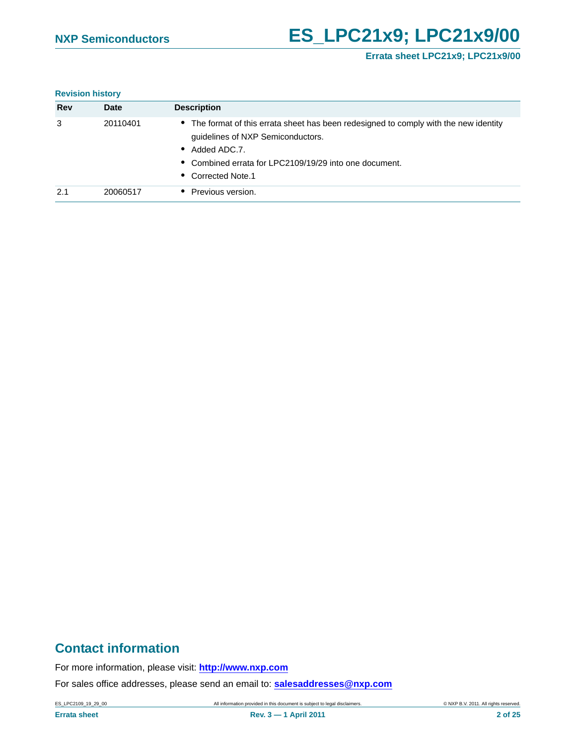**Revision history**

| Rev | Date | Description |
|---|---|---|
| 3 | 20110401 | • The format of this errata sheet has been redesigned to comply with the new identity guidelines of NXP Semiconductors. • Added ADC.7. • Combined errata for LPC2109/19/29 into one document. • Corrected Note.1 |
| 2.1 | 20060517 | • Previous version. |

## Contact information

For more information, please visit: **http://www.nxp.com**

For sales office addresses, please send an email to: **salesaddresses@nxp.com**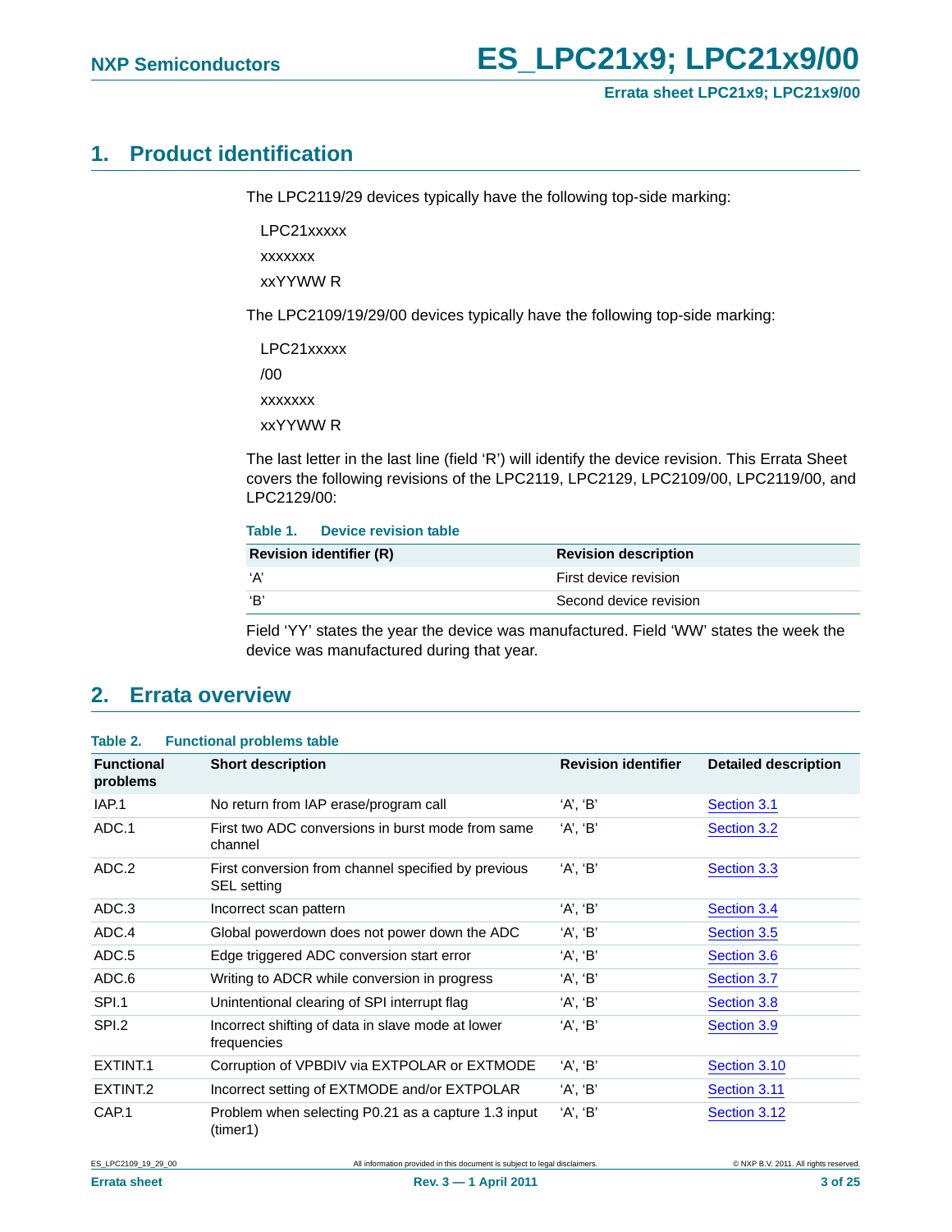## 1. Product identification

The LPC2119/29 devices typically have the following top-side marking:

LPC21xxxxx

xxxxxxx

xxYYWW R

The LPC2109/19/29/00 devices typically have the following top-side marking:

LPC21xxxxx

/00

xxxxxxx

xxYYWW R

The last letter in the last line (field 'R') will identify the device revision. This Errata Sheet covers the following revisions of the LPC2119, LPC2129, LPC2109/00, LPC2119/00, and LPC2129/00:

**Table 1. Device revision table**

| Revision identifier (R) | Revision description |
|---|---|
| 'A' | First device revision |
| 'B' | Second device revision |

Field 'YY' states the year the device was manufactured. Field 'WW' states the week the device was manufactured during that year.

## 2. Errata overview

**Table 2. Functional problems table**

| Functional problems | Short description | Revision identifier | Detailed description |
|---|---|---|---|
| IAP.1 | No return from IAP erase/program call | 'A', 'B' | Section 3.1 |
| ADC.1 | First two ADC conversions in burst mode from same channel | 'A', 'B' | Section 3.2 |
| ADC.2 | First conversion from channel specified by previous SEL setting | 'A', 'B' | Section 3.3 |
| ADC.3 | Incorrect scan pattern | 'A', 'B' | Section 3.4 |
| ADC.4 | Global powerdown does not power down the ADC | 'A', 'B' | Section 3.5 |
| ADC.5 | Edge triggered ADC conversion start error | 'A', 'B' | Section 3.6 |
| ADC.6 | Writing to ADCR while conversion in progress | 'A', 'B' | Section 3.7 |
| SPI.1 | Unintentional clearing of SPI interrupt flag | 'A', 'B' | Section 3.8 |
| SPI.2 | Incorrect shifting of data in slave mode at lower frequencies | 'A', 'B' | Section 3.9 |
| EXTINT.1 | Corruption of VPBDIV via EXTPOLAR or EXTMODE | 'A', 'B' | Section 3.10 |
| EXTINT.2 | Incorrect setting of EXTMODE and/or EXTPOLAR | 'A', 'B' | Section 3.11 |
| CAP.1 | Problem when selecting P0.21 as a capture 1.3 input (timer1) | 'A', 'B' | Section 3.12 |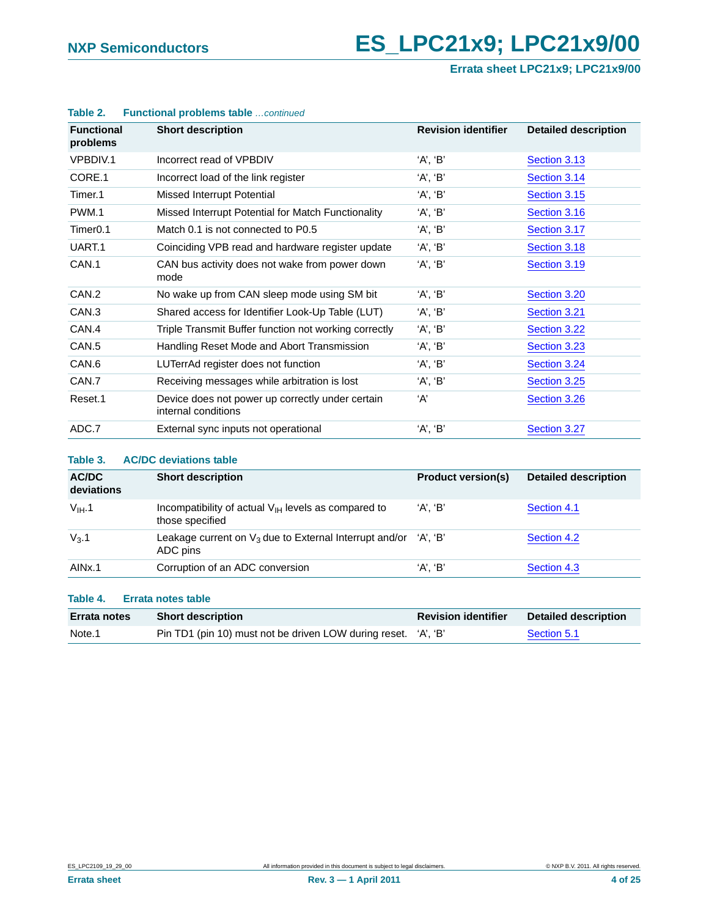**Table 2. Functional problems table** *…continued*

| Functional problems | Short description | Revision identifier | Detailed description |
|---|---|---|---|
| VPBDIV.1 | Incorrect read of VPBDIV | ‘A’, ‘B’ | Section 3.13 |
| CORE.1 | Incorrect load of the link register | ‘A’, ‘B’ | Section 3.14 |
| Timer.1 | Missed Interrupt Potential | ‘A’, ‘B’ | Section 3.15 |
| PWM.1 | Missed Interrupt Potential for Match Functionality | ‘A’, ‘B’ | Section 3.16 |
| Timer0.1 | Match 0.1 is not connected to P0.5 | ‘A’, ‘B’ | Section 3.17 |
| UART.1 | Coinciding VPB read and hardware register update | ‘A’, ‘B’ | Section 3.18 |
| CAN.1 | CAN bus activity does not wake from power down mode | ‘A’, ‘B’ | Section 3.19 |
| CAN.2 | No wake up from CAN sleep mode using SM bit | ‘A’, ‘B’ | Section 3.20 |
| CAN.3 | Shared access for Identifier Look-Up Table (LUT) | ‘A’, ‘B’ | Section 3.21 |
| CAN.4 | Triple Transmit Buffer function not working correctly | ‘A’, ‘B’ | Section 3.22 |
| CAN.5 | Handling Reset Mode and Abort Transmission | ‘A’, ‘B’ | Section 3.23 |
| CAN.6 | LUTerrAd register does not function | ‘A’, ‘B’ | Section 3.24 |
| CAN.7 | Receiving messages while arbitration is lost | ‘A’, ‘B’ | Section 3.25 |
| Reset.1 | Device does not power up correctly under certain internal conditions | ‘A’ | Section 3.26 |
| ADC.7 | External sync inputs not operational | ‘A’, ‘B’ | Section 3.27 |

**Table 3. AC/DC deviations table**

| AC/DC deviations | Short description | Product version(s) | Detailed description |
|---|---|---|---|
| $V_{IH}$.1 | Incompatibility of actual $V_{IH}$ levels as compared to those specified | ‘A’, ‘B’ | Section 4.1 |
| $V_3$.1 | Leakage current on $V_3$ due to External Interrupt and/or ADC pins | ‘A’, ‘B’ | Section 4.2 |
| AINx.1 | Corruption of an ADC conversion | ‘A’, ‘B’ | Section 4.3 |

**Table 4. Errata notes table**

| Errata notes | Short description | Revision identifier | Detailed description |
|---|---|---|---|
| Note.1 | Pin TD1 (pin 10) must not be driven LOW during reset. | ‘A’, ‘B’ | Section 5.1 |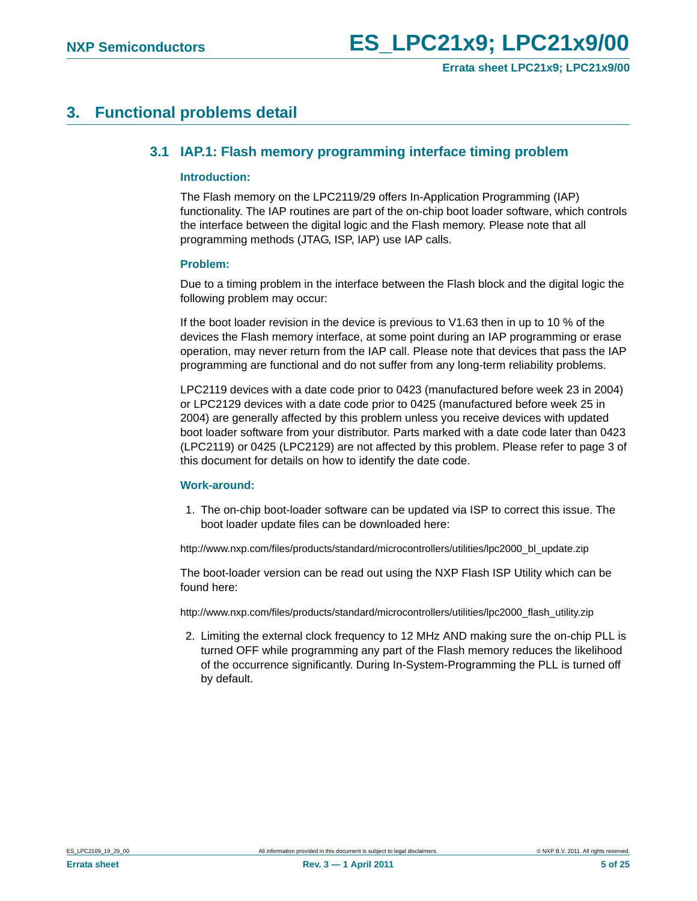# 3. Functional problems detail

## 3.1 IAP.1: Flash memory programming interface timing problem

### Introduction:

The Flash memory on the LPC2119/29 offers In-Application Programming (IAP) functionality. The IAP routines are part of the on-chip boot loader software, which controls the interface between the digital logic and the Flash memory. Please note that all programming methods (JTAG, ISP, IAP) use IAP calls.

### Problem:

Due to a timing problem in the interface between the Flash block and the digital logic the following problem may occur:

If the boot loader revision in the device is previous to V1.63 then in up to 10 % of the devices the Flash memory interface, at some point during an IAP programming or erase operation, may never return from the IAP call. Please note that devices that pass the IAP programming are functional and do not suffer from any long-term reliability problems.

LPC2119 devices with a date code prior to 0423 (manufactured before week 23 in 2004) or LPC2129 devices with a date code prior to 0425 (manufactured before week 25 in 2004) are generally affected by this problem unless you receive devices with updated boot loader software from your distributor. Parts marked with a date code later than 0423 (LPC2119) or 0425 (LPC2129) are not affected by this problem. Please refer to page 3 of this document for details on how to identify the date code.

### Work-around:

1. The on-chip boot-loader software can be updated via ISP to correct this issue. The boot loader update files can be downloaded here:

http://www.nxp.com/files/products/standard/microcontrollers/utilities/lpc2000_bl_update.zip

The boot-loader version can be read out using the NXP Flash ISP Utility which can be found here:

http://www.nxp.com/files/products/standard/microcontrollers/utilities/lpc2000_flash_utility.zip

2. Limiting the external clock frequency to 12 MHz AND making sure the on-chip PLL is turned OFF while programming any part of the Flash memory reduces the likelihood of the occurrence significantly. During In-System-Programming the PLL is turned off by default.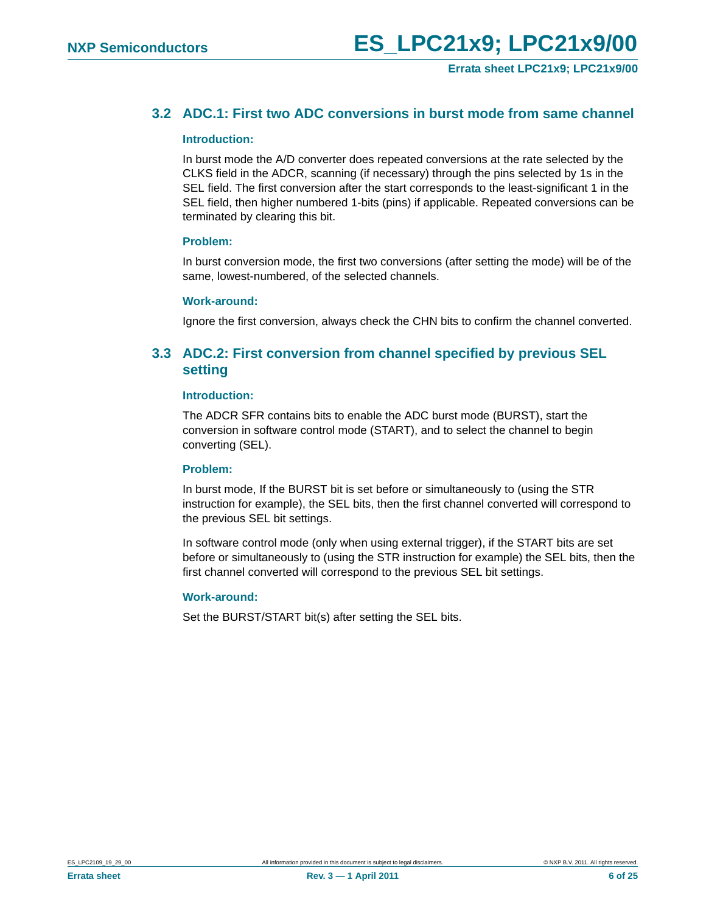## 3.2 ADC.1: First two ADC conversions in burst mode from same channel

#### Introduction:

In burst mode the A/D converter does repeated conversions at the rate selected by the CLKS field in the ADCR, scanning (if necessary) through the pins selected by 1s in the SEL field. The first conversion after the start corresponds to the least-significant 1 in the SEL field, then higher numbered 1-bits (pins) if applicable. Repeated conversions can be terminated by clearing this bit.

#### Problem:

In burst conversion mode, the first two conversions (after setting the mode) will be of the same, lowest-numbered, of the selected channels.

#### Work-around:

Ignore the first conversion, always check the CHN bits to confirm the channel converted.

## 3.3 ADC.2: First conversion from channel specified by previous SEL setting

#### Introduction:

The ADCR SFR contains bits to enable the ADC burst mode (BURST), start the conversion in software control mode (START), and to select the channel to begin converting (SEL).

#### Problem:

In burst mode, If the BURST bit is set before or simultaneously to (using the STR instruction for example), the SEL bits, then the first channel converted will correspond to the previous SEL bit settings.

In software control mode (only when using external trigger), if the START bits are set before or simultaneously to (using the STR instruction for example) the SEL bits, then the first channel converted will correspond to the previous SEL bit settings.

#### Work-around:

Set the BURST/START bit(s) after setting the SEL bits.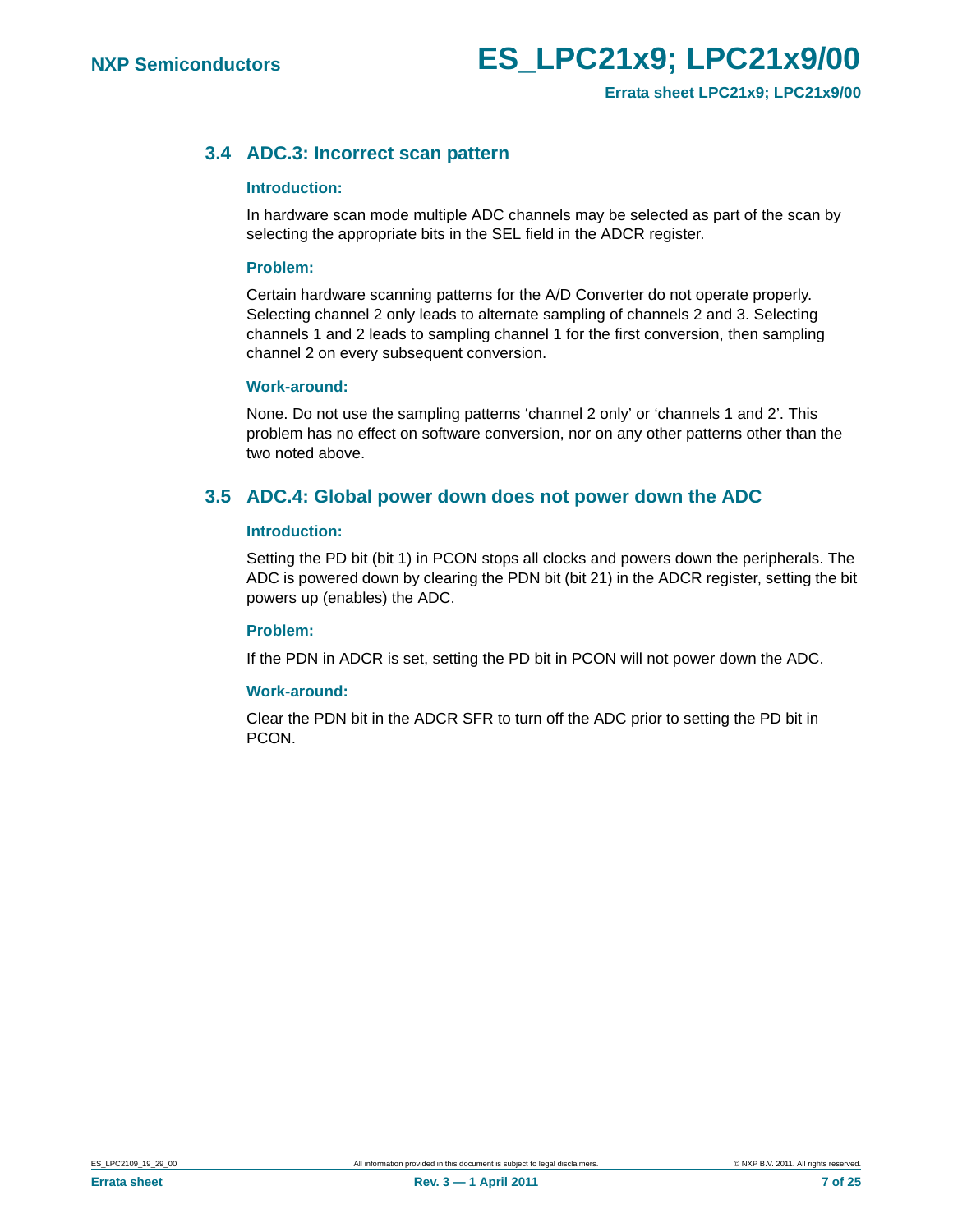## 3.4 ADC.3: Incorrect scan pattern

### Introduction:

In hardware scan mode multiple ADC channels may be selected as part of the scan by selecting the appropriate bits in the SEL field in the ADCR register.

### Problem:

Certain hardware scanning patterns for the A/D Converter do not operate properly. Selecting channel 2 only leads to alternate sampling of channels 2 and 3. Selecting channels 1 and 2 leads to sampling channel 1 for the first conversion, then sampling channel 2 on every subsequent conversion.

### Work-around:

None. Do not use the sampling patterns 'channel 2 only' or 'channels 1 and 2'. This problem has no effect on software conversion, nor on any other patterns other than the two noted above.

## 3.5 ADC.4: Global power down does not power down the ADC

### Introduction:

Setting the PD bit (bit 1) in PCON stops all clocks and powers down the peripherals. The ADC is powered down by clearing the PDN bit (bit 21) in the ADCR register, setting the bit powers up (enables) the ADC.

### Problem:

If the PDN in ADCR is set, setting the PD bit in PCON will not power down the ADC.

### Work-around:

Clear the PDN bit in the ADCR SFR to turn off the ADC prior to setting the PD bit in PCON.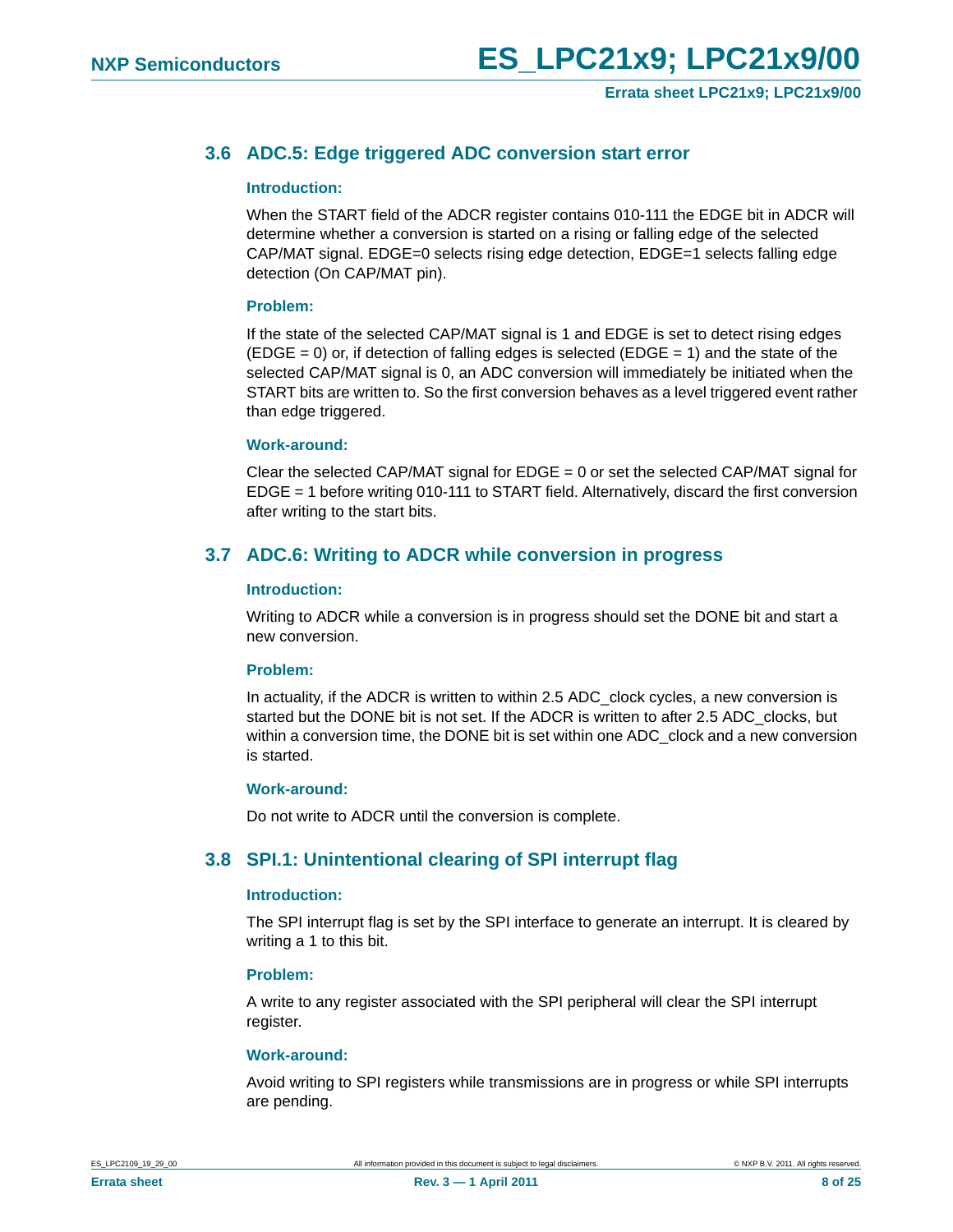## 3.6 ADC.5: Edge triggered ADC conversion start error

### Introduction:

When the START field of the ADCR register contains 010-111 the EDGE bit in ADCR will determine whether a conversion is started on a rising or falling edge of the selected CAP/MAT signal. EDGE=0 selects rising edge detection, EDGE=1 selects falling edge detection (On CAP/MAT pin).

### Problem:

If the state of the selected CAP/MAT signal is 1 and EDGE is set to detect rising edges (EDGE = 0) or, if detection of falling edges is selected (EDGE = 1) and the state of the selected CAP/MAT signal is 0, an ADC conversion will immediately be initiated when the START bits are written to. So the first conversion behaves as a level triggered event rather than edge triggered.

### Work-around:

Clear the selected CAP/MAT signal for EDGE = 0 or set the selected CAP/MAT signal for EDGE = 1 before writing 010-111 to START field. Alternatively, discard the first conversion after writing to the start bits.

## 3.7 ADC.6: Writing to ADCR while conversion in progress

### Introduction:

Writing to ADCR while a conversion is in progress should set the DONE bit and start a new conversion.

### Problem:

In actuality, if the ADCR is written to within 2.5 ADC_clock cycles, a new conversion is started but the DONE bit is not set. If the ADCR is written to after 2.5 ADC_clocks, but within a conversion time, the DONE bit is set within one ADC_clock and a new conversion is started.

### Work-around:

Do not write to ADCR until the conversion is complete.

## 3.8 SPI.1: Unintentional clearing of SPI interrupt flag

### Introduction:

The SPI interrupt flag is set by the SPI interface to generate an interrupt. It is cleared by writing a 1 to this bit.

### Problem:

A write to any register associated with the SPI peripheral will clear the SPI interrupt register.

### Work-around:

Avoid writing to SPI registers while transmissions are in progress or while SPI interrupts are pending.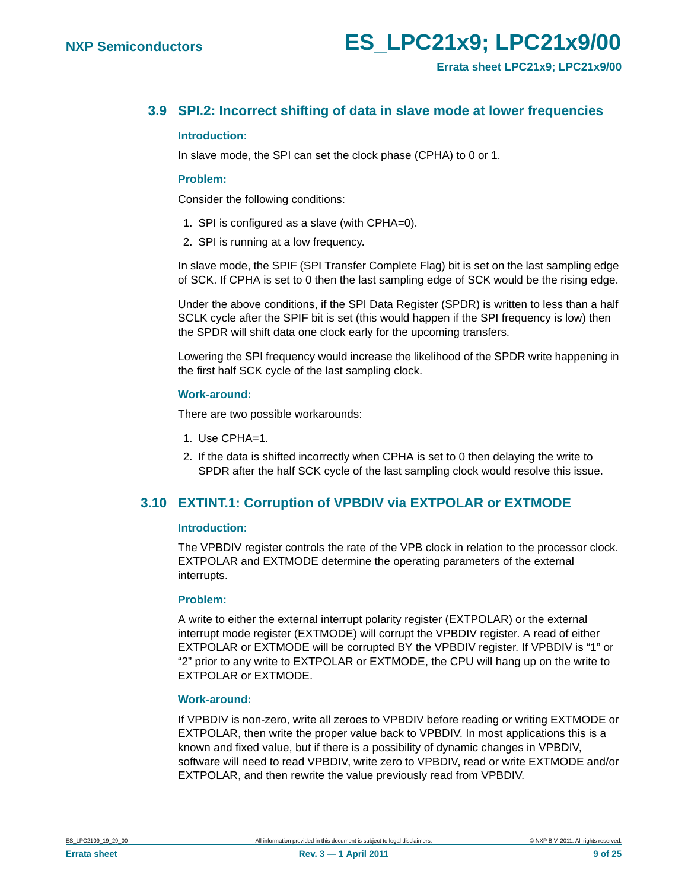## 3.9 SPI.2: Incorrect shifting of data in slave mode at lower frequencies

**Introduction:**

In slave mode, the SPI can set the clock phase (CPHA) to 0 or 1.

**Problem:**

Consider the following conditions:

1. SPI is configured as a slave (with CPHA=0).
2. SPI is running at a low frequency.

In slave mode, the SPIF (SPI Transfer Complete Flag) bit is set on the last sampling edge of SCK. If CPHA is set to 0 then the last sampling edge of SCK would be the rising edge.

Under the above conditions, if the SPI Data Register (SPDR) is written to less than a half SCLK cycle after the SPIF bit is set (this would happen if the SPI frequency is low) then the SPDR will shift data one clock early for the upcoming transfers.

Lowering the SPI frequency would increase the likelihood of the SPDR write happening in the first half SCK cycle of the last sampling clock.

**Work-around:**

There are two possible workarounds:

1. Use CPHA=1.
2. If the data is shifted incorrectly when CPHA is set to 0 then delaying the write to SPDR after the half SCK cycle of the last sampling clock would resolve this issue.

## 3.10 EXTINT.1: Corruption of VPBDIV via EXTPOLAR or EXTMODE

**Introduction:**

The VPBDIV register controls the rate of the VPB clock in relation to the processor clock. EXTPOLAR and EXTMODE determine the operating parameters of the external interrupts.

**Problem:**

A write to either the external interrupt polarity register (EXTPOLAR) or the external interrupt mode register (EXTMODE) will corrupt the VPBDIV register. A read of either EXTPOLAR or EXTMODE will be corrupted BY the VPBDIV register. If VPBDIV is “1” or “2” prior to any write to EXTPOLAR or EXTMODE, the CPU will hang up on the write to EXTPOLAR or EXTMODE.

**Work-around:**

If VPBDIV is non-zero, write all zeroes to VPBDIV before reading or writing EXTMODE or EXTPOLAR, then write the proper value back to VPBDIV. In most applications this is a known and fixed value, but if there is a possibility of dynamic changes in VPBDIV, software will need to read VPBDIV, write zero to VPBDIV, read or write EXTMODE and/or EXTPOLAR, and then rewrite the value previously read from VPBDIV.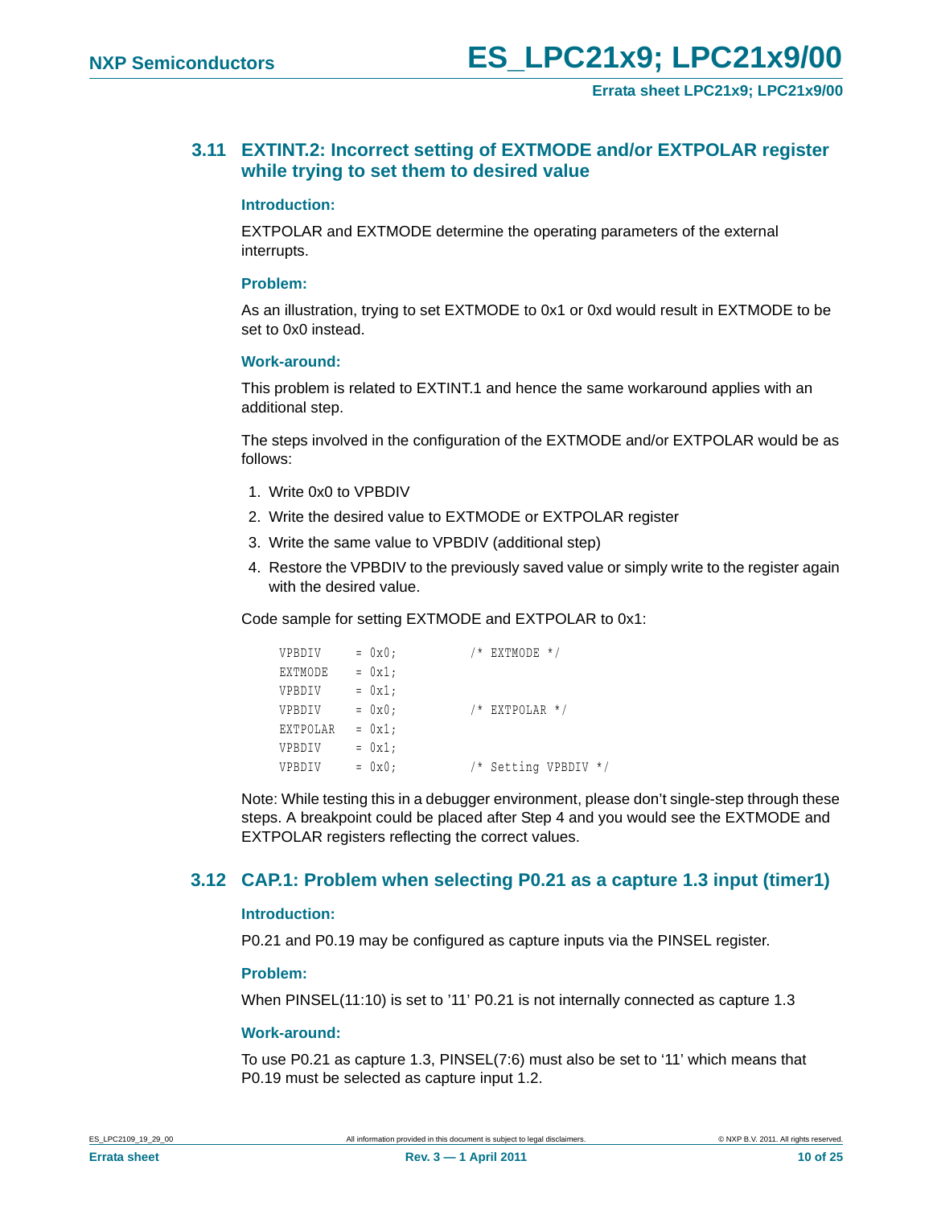### 3.11 EXTINT.2: Incorrect setting of EXTMODE and/or EXTPOLAR register while trying to set them to desired value

#### Introduction:

EXTPOLAR and EXTMODE determine the operating parameters of the external interrupts.

#### Problem:

As an illustration, trying to set EXTMODE to 0x1 or 0xd would result in EXTMODE to be set to 0x0 instead.

#### Work-around:

This problem is related to EXTINT.1 and hence the same workaround applies with an additional step.

The steps involved in the configuration of the EXTMODE and/or EXTPOLAR would be as follows:

1. Write 0x0 to VPBDIV
2. Write the desired value to EXTMODE or EXTPOLAR register
3. Write the same value to VPBDIV (additional step)
4. Restore the VPBDIV to the previously saved value or simply write to the register again with the desired value.

Code sample for setting EXTMODE and EXTPOLAR to 0x1:

```
VPBDIV    = 0x0;          /* EXTMODE */
EXTMODE   = 0x1;
VPBDIV    = 0x1;
VPBDIV    = 0x0;          /* EXTPOLAR */
EXTPOLAR  = 0x1;
VPBDIV    = 0x1;
VPBDIV    = 0x0;          /* Setting VPBDIV */
```

Note: While testing this in a debugger environment, please don't single-step through these steps. A breakpoint could be placed after Step 4 and you would see the EXTMODE and EXTPOLAR registers reflecting the correct values.

### 3.12 CAP.1: Problem when selecting P0.21 as a capture 1.3 input (timer1)

#### Introduction:

P0.21 and P0.19 may be configured as capture inputs via the PINSEL register.

#### Problem:

When PINSEL(11:10) is set to '11' P0.21 is not internally connected as capture 1.3

#### Work-around:

To use P0.21 as capture 1.3, PINSEL(7:6) must also be set to '11' which means that P0.19 must be selected as capture input 1.2.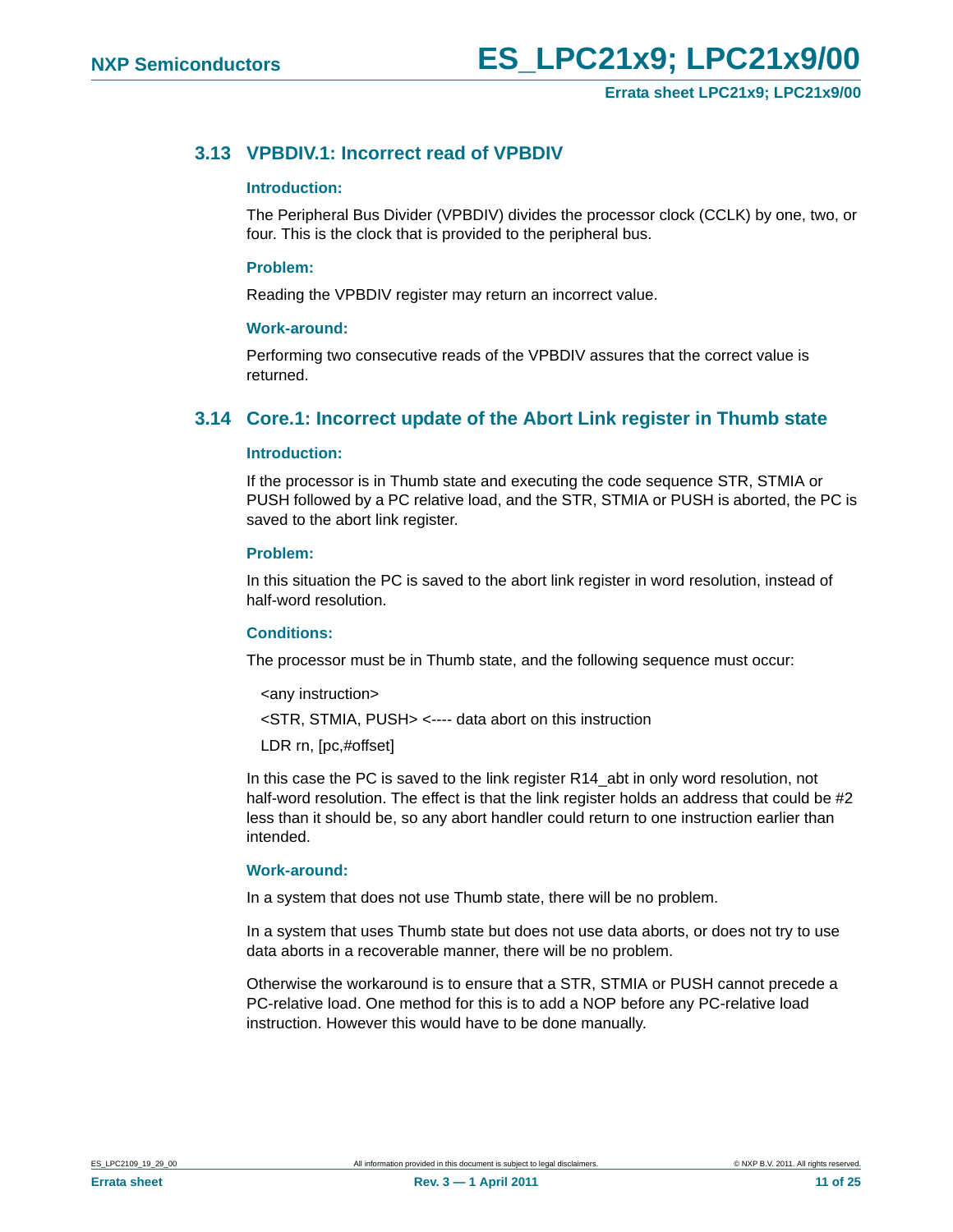## 3.13 VPBDIV.1: Incorrect read of VPBDIV

### Introduction:

The Peripheral Bus Divider (VPBDIV) divides the processor clock (CCLK) by one, two, or four. This is the clock that is provided to the peripheral bus.

### Problem:

Reading the VPBDIV register may return an incorrect value.

### Work-around:

Performing two consecutive reads of the VPBDIV assures that the correct value is returned.

## 3.14 Core.1: Incorrect update of the Abort Link register in Thumb state

### Introduction:

If the processor is in Thumb state and executing the code sequence STR, STMIA or PUSH followed by a PC relative load, and the STR, STMIA or PUSH is aborted, the PC is saved to the abort link register.

### Problem:

In this situation the PC is saved to the abort link register in word resolution, instead of half-word resolution.

### Conditions:

The processor must be in Thumb state, and the following sequence must occur:

```
<any instruction>
<STR, STMIA, PUSH> <---- data abort on this instruction
LDR rn, [pc,#offset]
```

In this case the PC is saved to the link register R14_abt in only word resolution, not half-word resolution. The effect is that the link register holds an address that could be #2 less than it should be, so any abort handler could return to one instruction earlier than intended.

### Work-around:

In a system that does not use Thumb state, there will be no problem.

In a system that uses Thumb state but does not use data aborts, or does not try to use data aborts in a recoverable manner, there will be no problem.

Otherwise the workaround is to ensure that a STR, STMIA or PUSH cannot precede a PC-relative load. One method for this is to add a NOP before any PC-relative load instruction. However this would have to be done manually.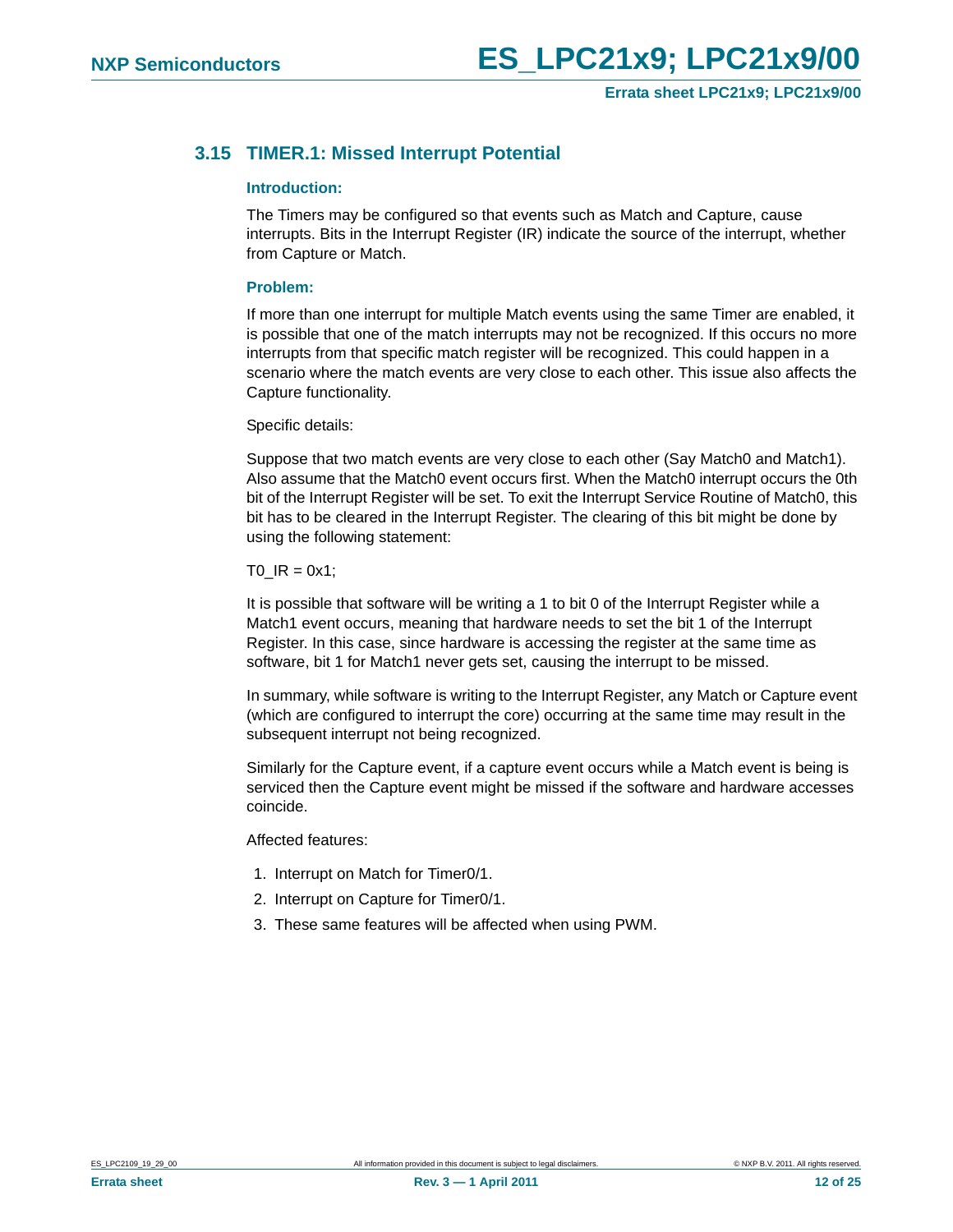### 3.15 TIMER.1: Missed Interrupt Potential

**Introduction:**

The Timers may be configured so that events such as Match and Capture, cause interrupts. Bits in the Interrupt Register (IR) indicate the source of the interrupt, whether from Capture or Match.

**Problem:**

If more than one interrupt for multiple Match events using the same Timer are enabled, it is possible that one of the match interrupts may not be recognized. If this occurs no more interrupts from that specific match register will be recognized. This could happen in a scenario where the match events are very close to each other. This issue also affects the Capture functionality.

Specific details:

Suppose that two match events are very close to each other (Say Match0 and Match1). Also assume that the Match0 event occurs first. When the Match0 interrupt occurs the 0th bit of the Interrupt Register will be set. To exit the Interrupt Service Routine of Match0, this bit has to be cleared in the Interrupt Register. The clearing of this bit might be done by using the following statement:

```
T0_IR = 0x1;
```

It is possible that software will be writing a 1 to bit 0 of the Interrupt Register while a Match1 event occurs, meaning that hardware needs to set the bit 1 of the Interrupt Register. In this case, since hardware is accessing the register at the same time as software, bit 1 for Match1 never gets set, causing the interrupt to be missed.

In summary, while software is writing to the Interrupt Register, any Match or Capture event (which are configured to interrupt the core) occurring at the same time may result in the subsequent interrupt not being recognized.

Similarly for the Capture event, if a capture event occurs while a Match event is being is serviced then the Capture event might be missed if the software and hardware accesses coincide.

Affected features:

1. Interrupt on Match for Timer0/1.
2. Interrupt on Capture for Timer0/1.
3. These same features will be affected when using PWM.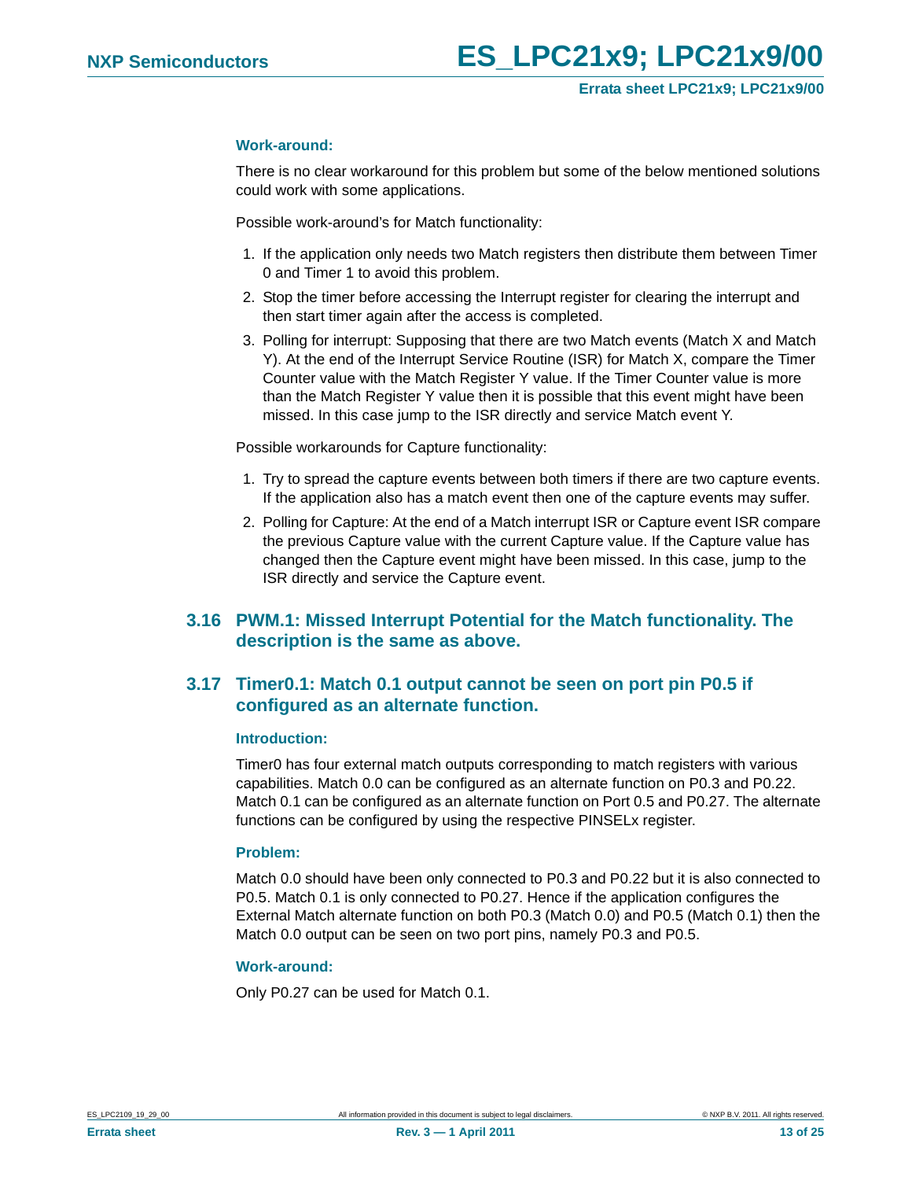**Work-around:**

There is no clear workaround for this problem but some of the below mentioned solutions could work with some applications.

Possible work-around's for Match functionality:

1. If the application only needs two Match registers then distribute them between Timer 0 and Timer 1 to avoid this problem.
2. Stop the timer before accessing the Interrupt register for clearing the interrupt and then start timer again after the access is completed.
3. Polling for interrupt: Supposing that there are two Match events (Match X and Match Y). At the end of the Interrupt Service Routine (ISR) for Match X, compare the Timer Counter value with the Match Register Y value. If the Timer Counter value is more than the Match Register Y value then it is possible that this event might have been missed. In this case jump to the ISR directly and service Match event Y.

Possible workarounds for Capture functionality:

1. Try to spread the capture events between both timers if there are two capture events. If the application also has a match event then one of the capture events may suffer.
2. Polling for Capture: At the end of a Match interrupt ISR or Capture event ISR compare the previous Capture value with the current Capture value. If the Capture value has changed then the Capture event might have been missed. In this case, jump to the ISR directly and service the Capture event.

## 3.16 PWM.1: Missed Interrupt Potential for the Match functionality. The description is the same as above.

## 3.17 Timer0.1: Match 0.1 output cannot be seen on port pin P0.5 if configured as an alternate function.

**Introduction:**

Timer0 has four external match outputs corresponding to match registers with various capabilities. Match 0.0 can be configured as an alternate function on P0.3 and P0.22. Match 0.1 can be configured as an alternate function on Port 0.5 and P0.27. The alternate functions can be configured by using the respective PINSELx register.

**Problem:**

Match 0.0 should have been only connected to P0.3 and P0.22 but it is also connected to P0.5. Match 0.1 is only connected to P0.27. Hence if the application configures the External Match alternate function on both P0.3 (Match 0.0) and P0.5 (Match 0.1) then the Match 0.0 output can be seen on two port pins, namely P0.3 and P0.5.

**Work-around:**

Only P0.27 can be used for Match 0.1.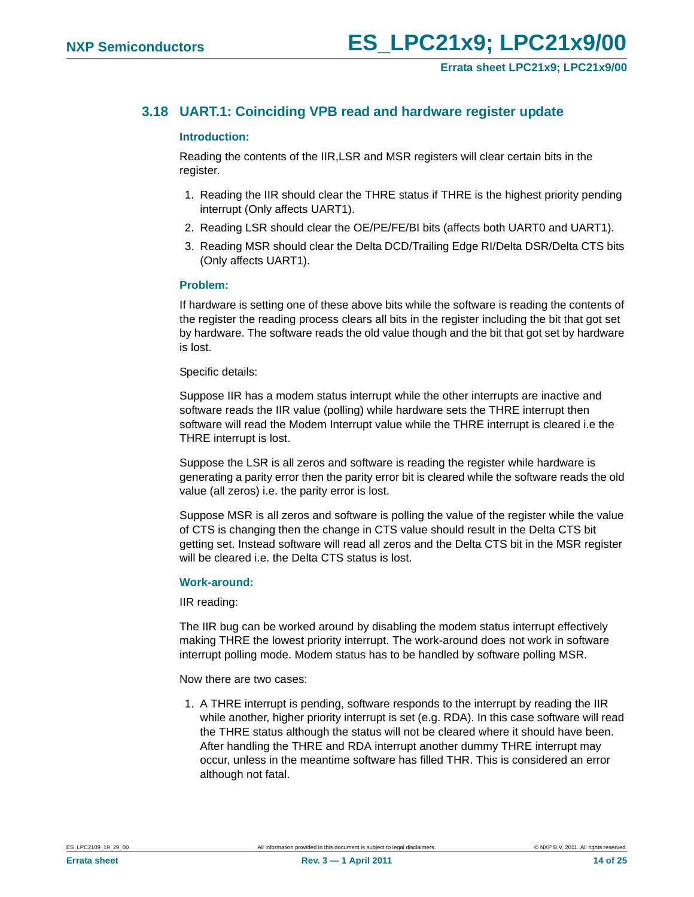### 3.18 UART.1: Coinciding VPB read and hardware register update

#### Introduction:

Reading the contents of the IIR,LSR and MSR registers will clear certain bits in the register.

1. Reading the IIR should clear the THRE status if THRE is the highest priority pending interrupt (Only affects UART1).
2. Reading LSR should clear the OE/PE/FE/BI bits (affects both UART0 and UART1).
3. Reading MSR should clear the Delta DCD/Trailing Edge RI/Delta DSR/Delta CTS bits (Only affects UART1).

#### Problem:

If hardware is setting one of these above bits while the software is reading the contents of the register the reading process clears all bits in the register including the bit that got set by hardware. The software reads the old value though and the bit that got set by hardware is lost.

Specific details:

Suppose IIR has a modem status interrupt while the other interrupts are inactive and software reads the IIR value (polling) while hardware sets the THRE interrupt then software will read the Modem Interrupt value while the THRE interrupt is cleared i.e the THRE interrupt is lost.

Suppose the LSR is all zeros and software is reading the register while hardware is generating a parity error then the parity error bit is cleared while the software reads the old value (all zeros) i.e. the parity error is lost.

Suppose MSR is all zeros and software is polling the value of the register while the value of CTS is changing then the change in CTS value should result in the Delta CTS bit getting set. Instead software will read all zeros and the Delta CTS bit in the MSR register will be cleared i.e. the Delta CTS status is lost.

#### Work-around:

IIR reading:

The IIR bug can be worked around by disabling the modem status interrupt effectively making THRE the lowest priority interrupt. The work-around does not work in software interrupt polling mode. Modem status has to be handled by software polling MSR.

Now there are two cases:

1. A THRE interrupt is pending, software responds to the interrupt by reading the IIR while another, higher priority interrupt is set (e.g. RDA). In this case software will read the THRE status although the status will not be cleared where it should have been. After handling the THRE and RDA interrupt another dummy THRE interrupt may occur, unless in the meantime software has filled THR. This is considered an error although not fatal.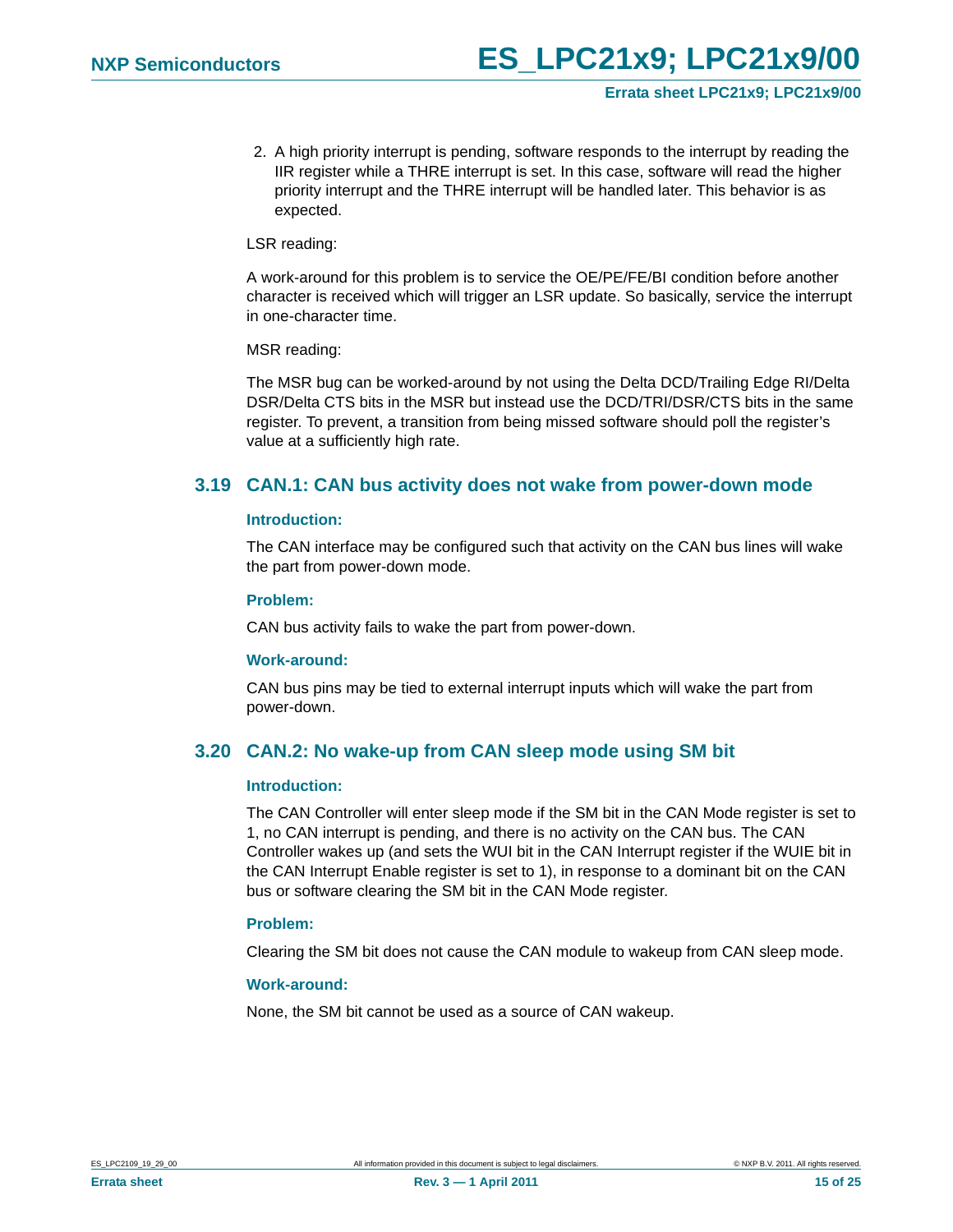2. A high priority interrupt is pending, software responds to the interrupt by reading the IIR register while a THRE interrupt is set. In this case, software will read the higher priority interrupt and the THRE interrupt will be handled later. This behavior is as expected.

LSR reading:

A work-around for this problem is to service the OE/PE/FE/BI condition before another character is received which will trigger an LSR update. So basically, service the interrupt in one-character time.

MSR reading:

The MSR bug can be worked-around by not using the Delta DCD/Trailing Edge RI/Delta DSR/Delta CTS bits in the MSR but instead use the DCD/TRI/DSR/CTS bits in the same register. To prevent, a transition from being missed software should poll the register's value at a sufficiently high rate.

## 3.19 CAN.1: CAN bus activity does not wake from power-down mode

### Introduction:

The CAN interface may be configured such that activity on the CAN bus lines will wake the part from power-down mode.

### Problem:

CAN bus activity fails to wake the part from power-down.

### Work-around:

CAN bus pins may be tied to external interrupt inputs which will wake the part from power-down.

## 3.20 CAN.2: No wake-up from CAN sleep mode using SM bit

### Introduction:

The CAN Controller will enter sleep mode if the SM bit in the CAN Mode register is set to 1, no CAN interrupt is pending, and there is no activity on the CAN bus. The CAN Controller wakes up (and sets the WUI bit in the CAN Interrupt register if the WUIE bit in the CAN Interrupt Enable register is set to 1), in response to a dominant bit on the CAN bus or software clearing the SM bit in the CAN Mode register.

### Problem:

Clearing the SM bit does not cause the CAN module to wakeup from CAN sleep mode.

### Work-around:

None, the SM bit cannot be used as a source of CAN wakeup.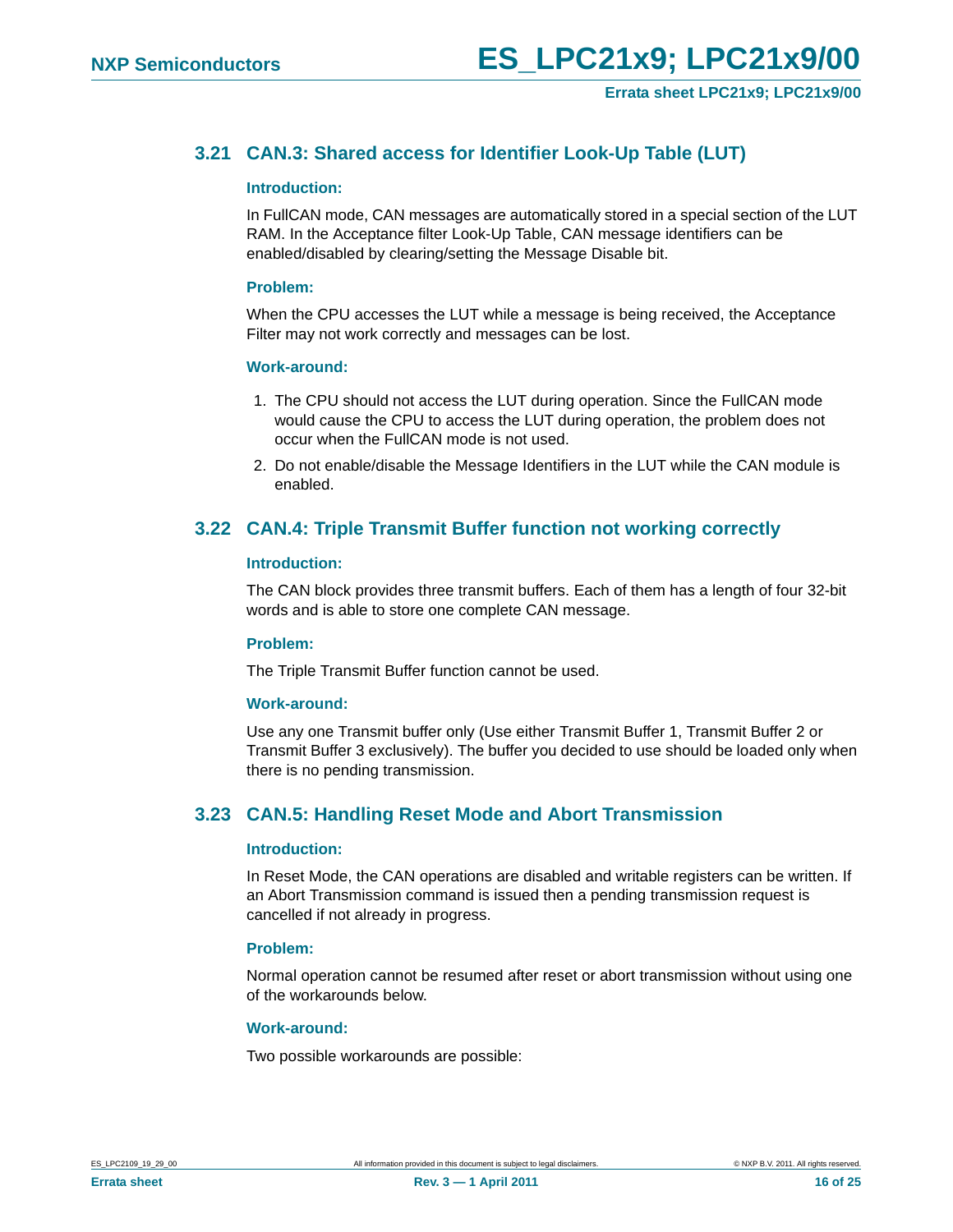### 3.21 CAN.3: Shared access for Identifier Look-Up Table (LUT)

#### Introduction:

In FullCAN mode, CAN messages are automatically stored in a special section of the LUT RAM. In the Acceptance filter Look-Up Table, CAN message identifiers can be enabled/disabled by clearing/setting the Message Disable bit.

#### Problem:

When the CPU accesses the LUT while a message is being received, the Acceptance Filter may not work correctly and messages can be lost.

#### Work-around:

1. The CPU should not access the LUT during operation. Since the FullCAN mode would cause the CPU to access the LUT during operation, the problem does not occur when the FullCAN mode is not used.
2. Do not enable/disable the Message Identifiers in the LUT while the CAN module is enabled.

### 3.22 CAN.4: Triple Transmit Buffer function not working correctly

#### Introduction:

The CAN block provides three transmit buffers. Each of them has a length of four 32-bit words and is able to store one complete CAN message.

#### Problem:

The Triple Transmit Buffer function cannot be used.

#### Work-around:

Use any one Transmit buffer only (Use either Transmit Buffer 1, Transmit Buffer 2 or Transmit Buffer 3 exclusively). The buffer you decided to use should be loaded only when there is no pending transmission.

### 3.23 CAN.5: Handling Reset Mode and Abort Transmission

#### Introduction:

In Reset Mode, the CAN operations are disabled and writable registers can be written. If an Abort Transmission command is issued then a pending transmission request is cancelled if not already in progress.

#### Problem:

Normal operation cannot be resumed after reset or abort transmission without using one of the workarounds below.

#### Work-around:

Two possible workarounds are possible: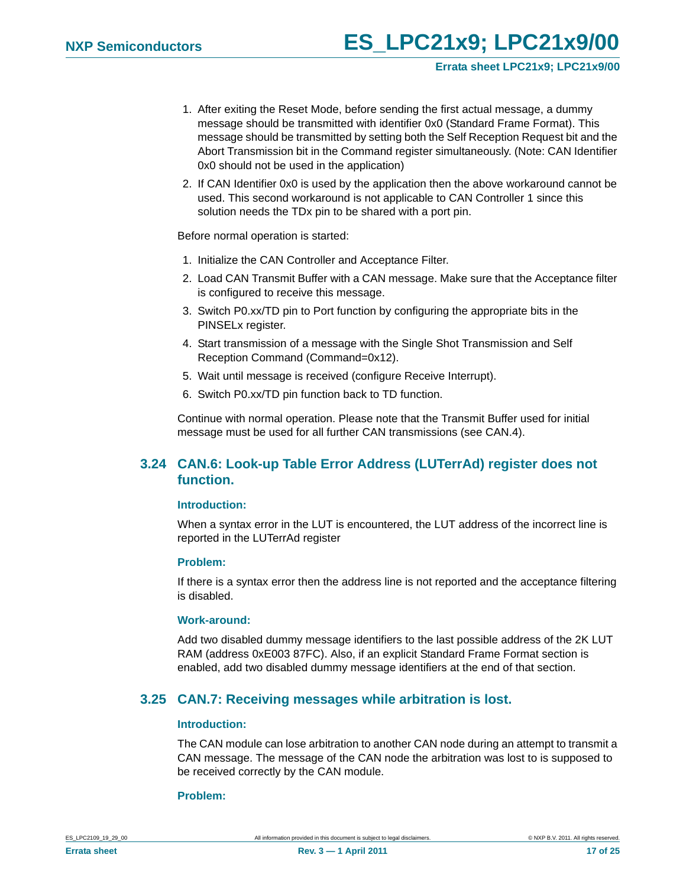1. After exiting the Reset Mode, before sending the first actual message, a dummy message should be transmitted with identifier 0x0 (Standard Frame Format). This message should be transmitted by setting both the Self Reception Request bit and the Abort Transmission bit in the Command register simultaneously. (Note: CAN Identifier 0x0 should not be used in the application)
2. If CAN Identifier 0x0 is used by the application then the above workaround cannot be used. This second workaround is not applicable to CAN Controller 1 since this solution needs the TDx pin to be shared with a port pin.

Before normal operation is started:

1. Initialize the CAN Controller and Acceptance Filter.
2. Load CAN Transmit Buffer with a CAN message. Make sure that the Acceptance filter is configured to receive this message.
3. Switch P0.xx/TD pin to Port function by configuring the appropriate bits in the PINSELx register.
4. Start transmission of a message with the Single Shot Transmission and Self Reception Command (Command=0x12).
5. Wait until message is received (configure Receive Interrupt).
6. Switch P0.xx/TD pin function back to TD function.

Continue with normal operation. Please note that the Transmit Buffer used for initial message must be used for all further CAN transmissions (see CAN.4).

## 3.24 CAN.6: Look-up Table Error Address (LUTerrAd) register does not function.

### Introduction:

When a syntax error in the LUT is encountered, the LUT address of the incorrect line is reported in the LUTerrAd register

### Problem:

If there is a syntax error then the address line is not reported and the acceptance filtering is disabled.

### Work-around:

Add two disabled dummy message identifiers to the last possible address of the 2K LUT RAM (address 0xE003 87FC). Also, if an explicit Standard Frame Format section is enabled, add two disabled dummy message identifiers at the end of that section.

## 3.25 CAN.7: Receiving messages while arbitration is lost.

### Introduction:

The CAN module can lose arbitration to another CAN node during an attempt to transmit a CAN message. The message of the CAN node the arbitration was lost to is supposed to be received correctly by the CAN module.

### Problem: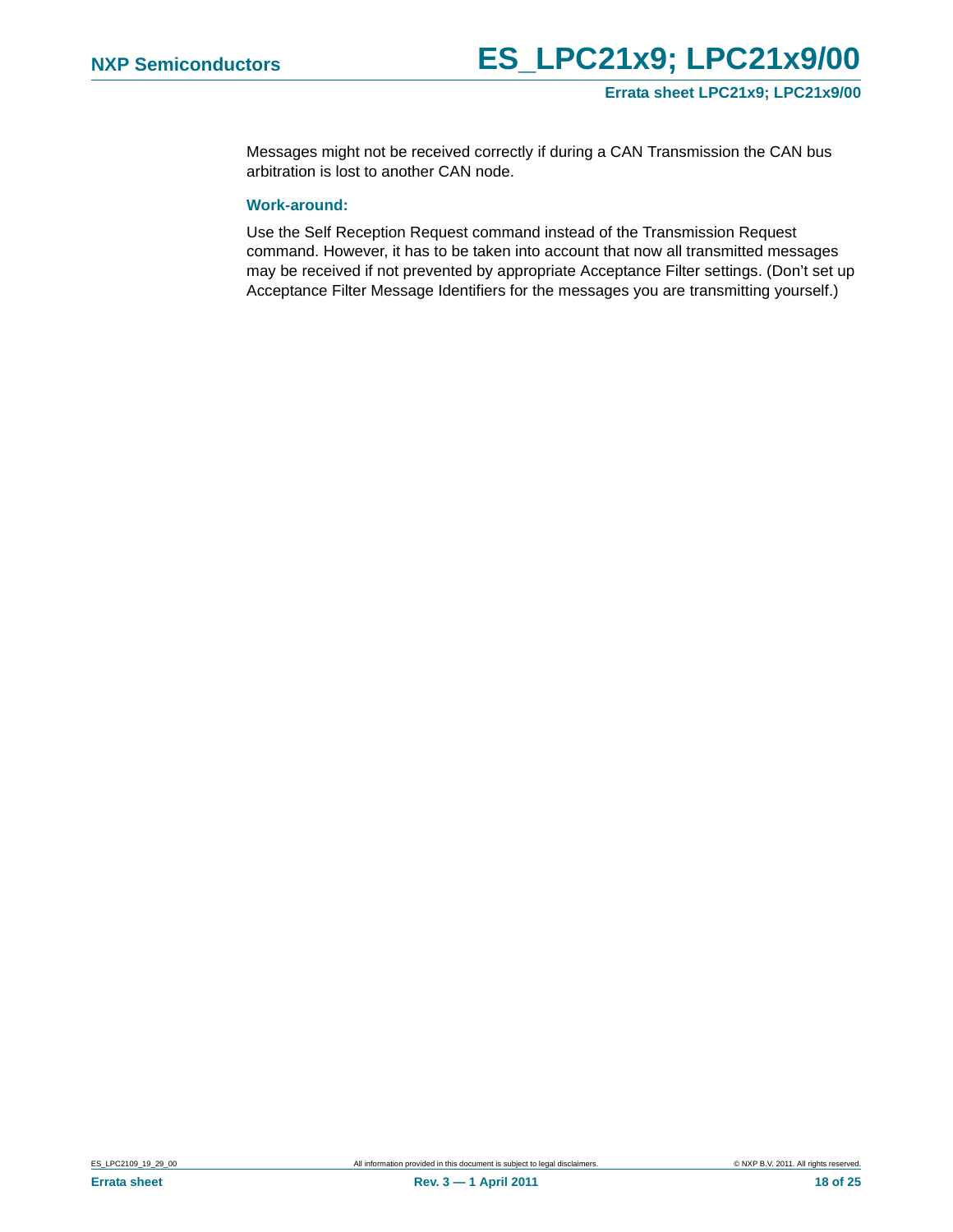Messages might not be received correctly if during a CAN Transmission the CAN bus arbitration is lost to another CAN node.

### Work-around:

Use the Self Reception Request command instead of the Transmission Request command. However, it has to be taken into account that now all transmitted messages may be received if not prevented by appropriate Acceptance Filter settings. (Don't set up Acceptance Filter Message Identifiers for the messages you are transmitting yourself.)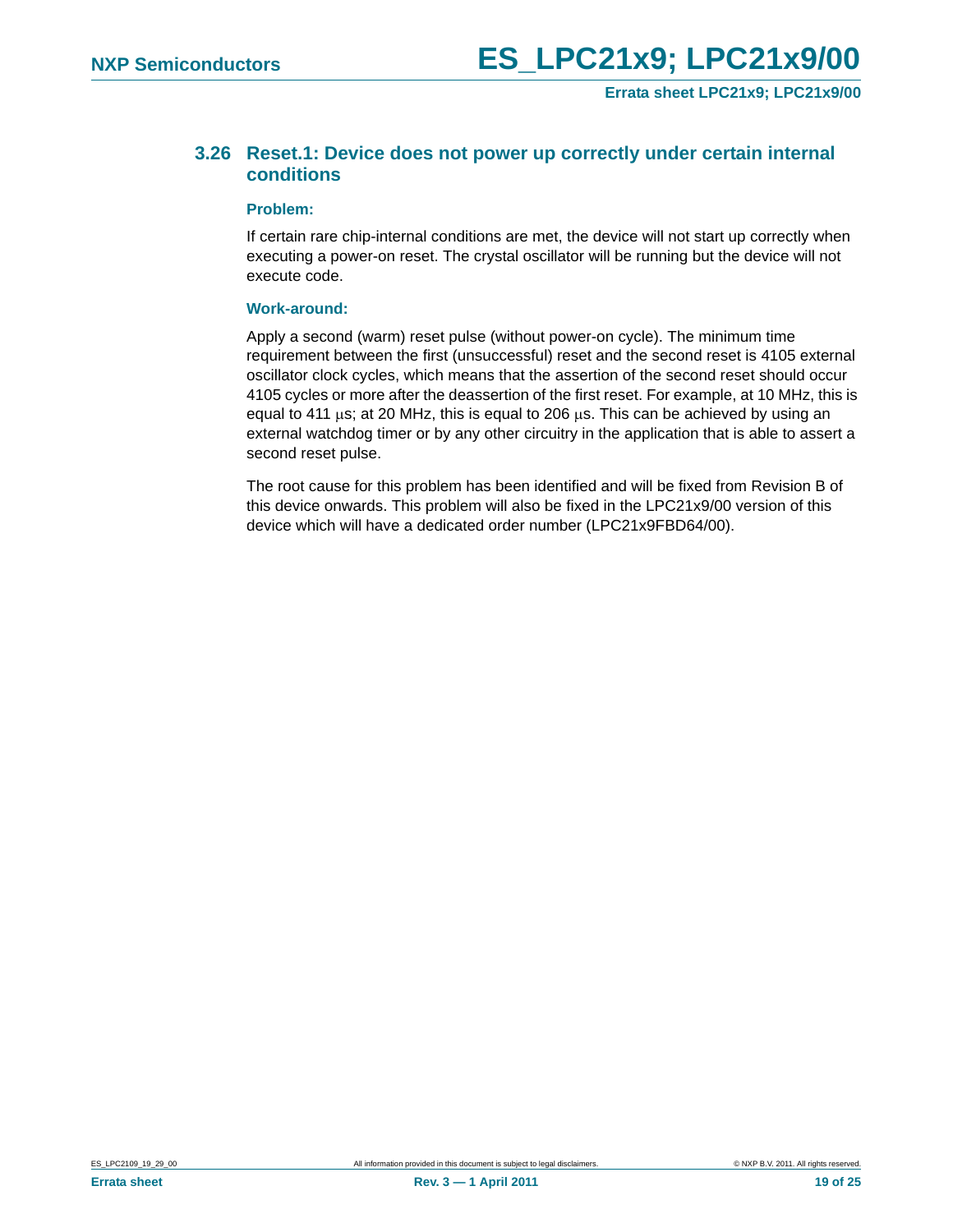### 3.26 Reset.1: Device does not power up correctly under certain internal conditions

**Problem:**

If certain rare chip-internal conditions are met, the device will not start up correctly when executing a power-on reset. The crystal oscillator will be running but the device will not execute code.

**Work-around:**

Apply a second (warm) reset pulse (without power-on cycle). The minimum time requirement between the first (unsuccessful) reset and the second reset is 4105 external oscillator clock cycles, which means that the assertion of the second reset should occur 4105 cycles or more after the deassertion of the first reset. For example, at 10 MHz, this is equal to 411 μs; at 20 MHz, this is equal to 206 μs. This can be achieved by using an external watchdog timer or by any other circuitry in the application that is able to assert a second reset pulse.

The root cause for this problem has been identified and will be fixed from Revision B of this device onwards. This problem will also be fixed in the LPC21x9/00 version of this device which will have a dedicated order number (LPC21x9FBD64/00).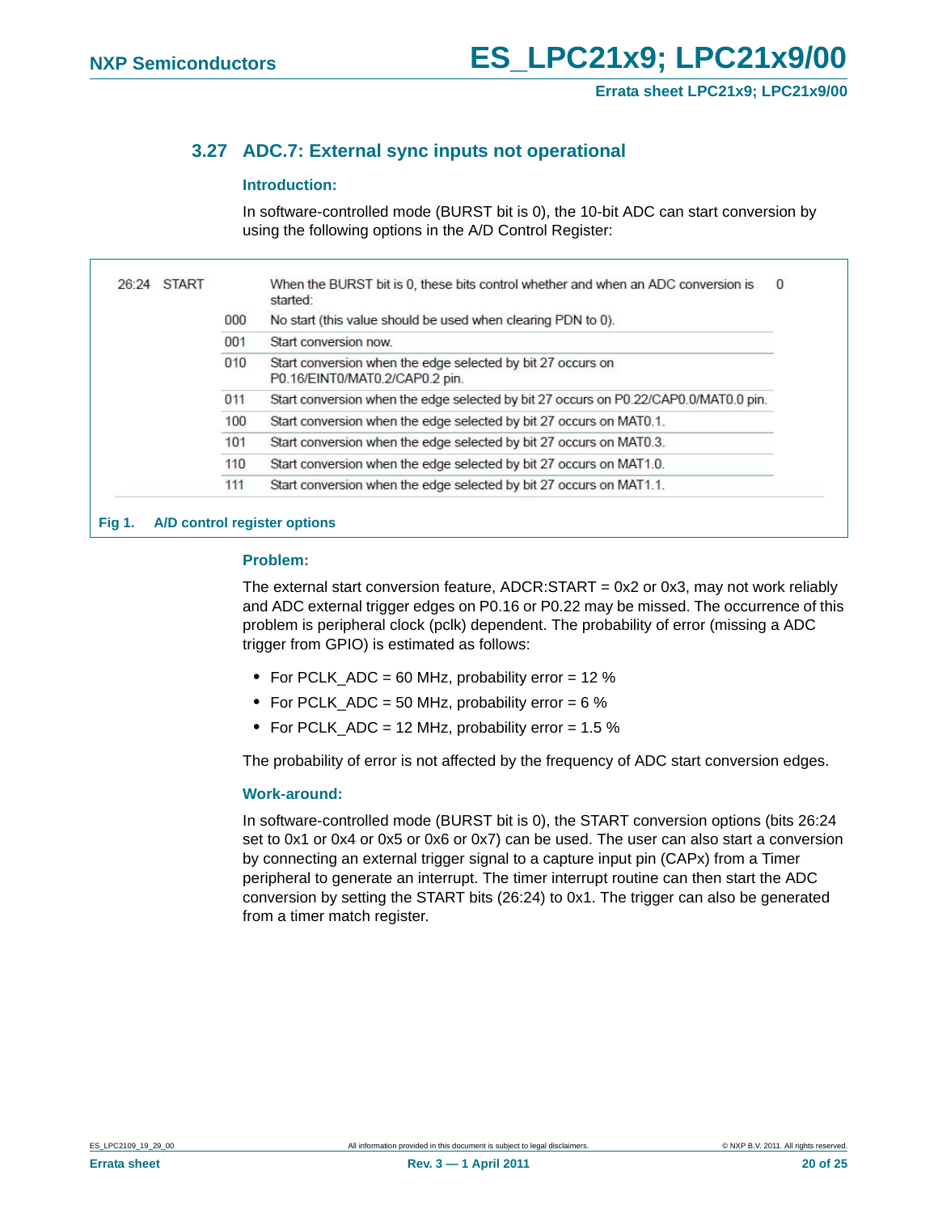### 3.27 ADC.7: External sync inputs not operational

#### Introduction:

In software-controlled mode (BURST bit is 0), the 10-bit ADC can start conversion by using the following options in the A/D Control Register:

| Bit | Symbol | Value | Description | Reset value |
|---|---|---|---|---|
| 26:24 | START | | When the BURST bit is 0, these bits control whether and when an ADC conversion is started: | 0 |
| | | 000 | No start (this value should be used when clearing PDN to 0). | |
| | | 001 | Start conversion now. | |
| | | 010 | Start conversion when the edge selected by bit 27 occurs on P0.16/EINT0/MAT0.2/CAP0.2 pin. | |
| | | 011 | Start conversion when the edge selected by bit 27 occurs on P0.22/CAP0.0/MAT0.0 pin. | |
| | | 100 | Start conversion when the edge selected by bit 27 occurs on MAT0.1. | |
| | | 101 | Start conversion when the edge selected by bit 27 occurs on MAT0.3. | |
| | | 110 | Start conversion when the edge selected by bit 27 occurs on MAT1.0. | |
| | | 111 | Start conversion when the edge selected by bit 27 occurs on MAT1.1. | |

**Fig 1. A/D control register options**

#### Problem:

The external start conversion feature, ADCR:START = 0x2 or 0x3, may not work reliably and ADC external trigger edges on P0.16 or P0.22 may be missed. The occurrence of this problem is peripheral clock (pclk) dependent. The probability of error (missing a ADC trigger from GPIO) is estimated as follows:

- For PCLK_ADC = 60 MHz, probability error = 12 %
- For PCLK_ADC = 50 MHz, probability error = 6 %
- For PCLK_ADC = 12 MHz, probability error = 1.5 %

The probability of error is not affected by the frequency of ADC start conversion edges.

#### Work-around:

In software-controlled mode (BURST bit is 0), the START conversion options (bits 26:24 set to 0x1 or 0x4 or 0x5 or 0x6 or 0x7) can be used. The user can also start a conversion by connecting an external trigger signal to a capture input pin (CAPx) from a Timer peripheral to generate an interrupt. The timer interrupt routine can then start the ADC conversion by setting the START bits (26:24) to 0x1. The trigger can also be generated from a timer match register.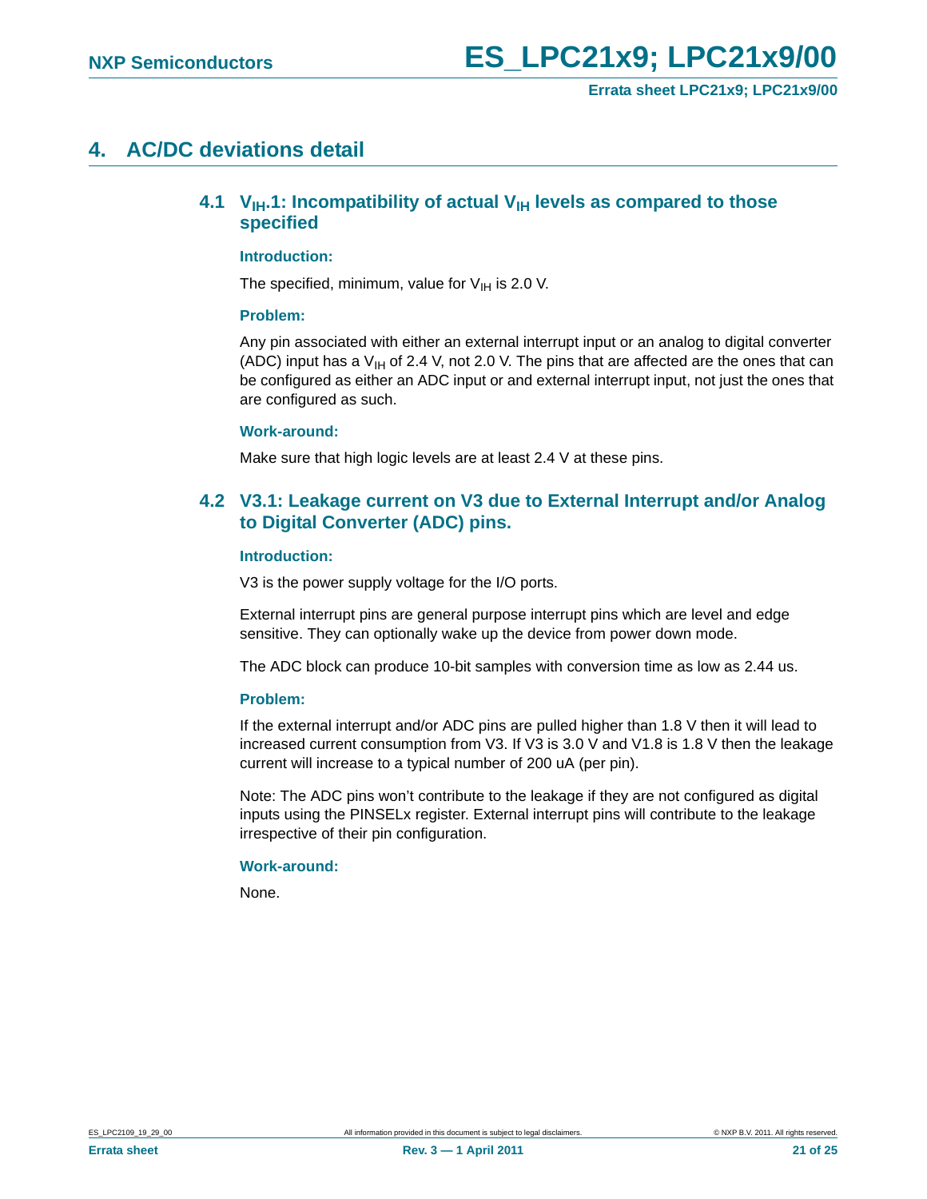# 4. AC/DC deviations detail

## 4.1 $V_{IH}$.1: Incompatibility of actual $V_{IH}$ levels as compared to those specified

### Introduction:

The specified, minimum, value for $V_{IH}$ is 2.0 V.

### Problem:

Any pin associated with either an external interrupt input or an analog to digital converter (ADC) input has a $V_{IH}$ of 2.4 V, not 2.0 V. The pins that are affected are the ones that can be configured as either an ADC input or and external interrupt input, not just the ones that are configured as such.

### Work-around:

Make sure that high logic levels are at least 2.4 V at these pins.

## 4.2 V3.1: Leakage current on V3 due to External Interrupt and/or Analog to Digital Converter (ADC) pins.

### Introduction:

V3 is the power supply voltage for the I/O ports.

External interrupt pins are general purpose interrupt pins which are level and edge sensitive. They can optionally wake up the device from power down mode.

The ADC block can produce 10-bit samples with conversion time as low as 2.44 us.

### Problem:

If the external interrupt and/or ADC pins are pulled higher than 1.8 V then it will lead to increased current consumption from V3. If V3 is 3.0 V and V1.8 is 1.8 V then the leakage current will increase to a typical number of 200 uA (per pin).

Note: The ADC pins won't contribute to the leakage if they are not configured as digital inputs using the PINSELx register. External interrupt pins will contribute to the leakage irrespective of their pin configuration.

### Work-around:

None.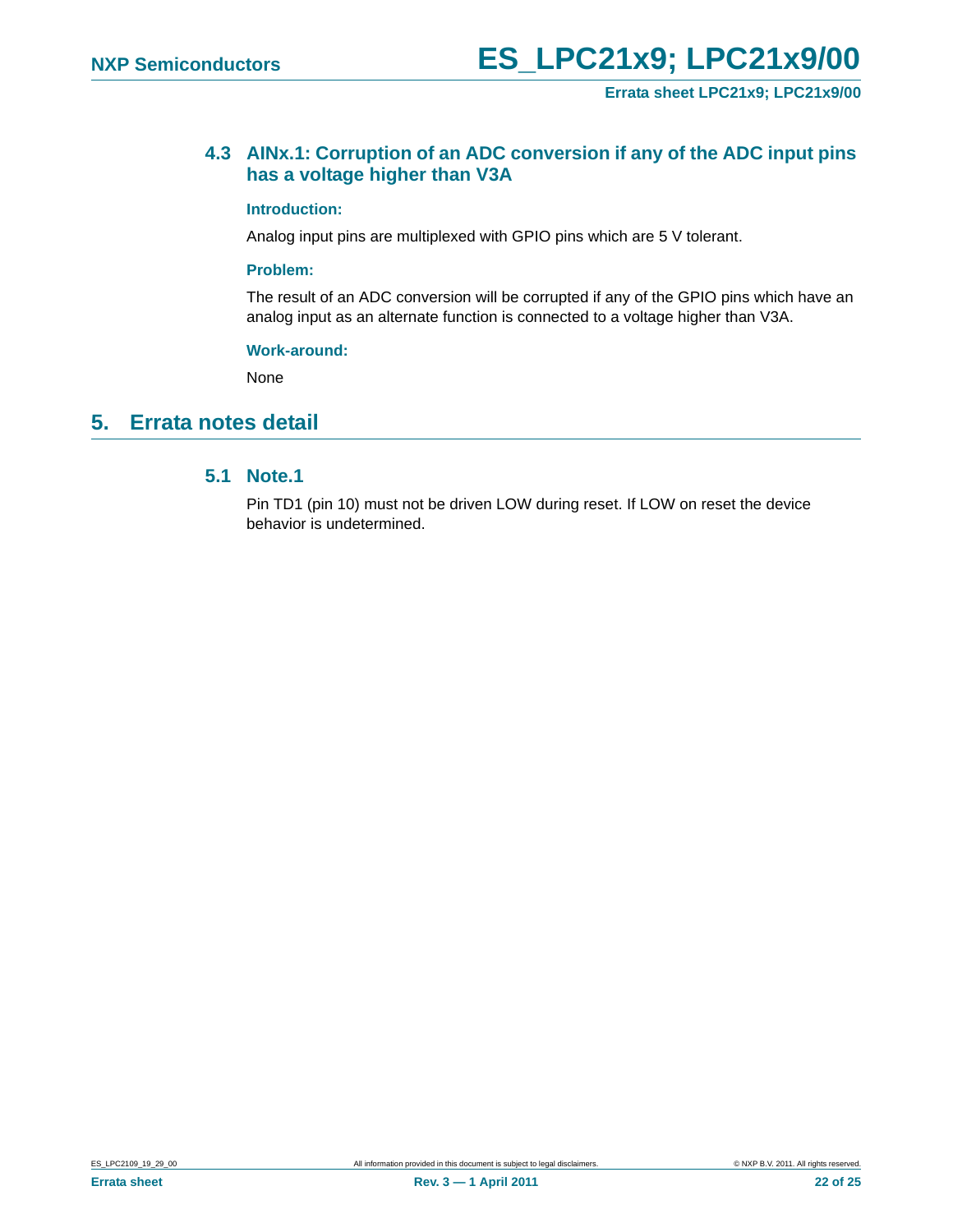### 4.3 AINx.1: Corruption of an ADC conversion if any of the ADC input pins has a voltage higher than V3A

**Introduction:**

Analog input pins are multiplexed with GPIO pins which are 5 V tolerant.

**Problem:**

The result of an ADC conversion will be corrupted if any of the GPIO pins which have an analog input as an alternate function is connected to a voltage higher than V3A.

**Work-around:**

None

## 5. Errata notes detail

### 5.1 Note.1

Pin TD1 (pin 10) must not be driven LOW during reset. If LOW on reset the device behavior is undetermined.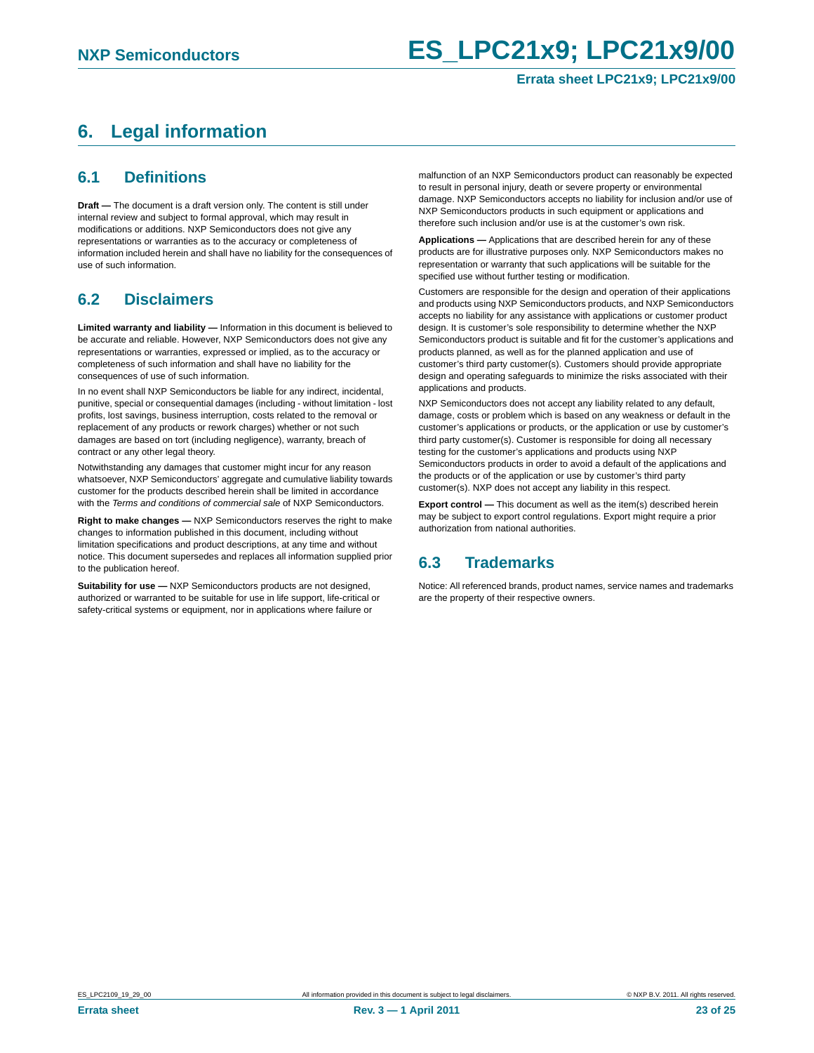## 6. Legal information

### 6.1 Definitions

**Draft —** The document is a draft version only. The content is still under internal review and subject to formal approval, which may result in modifications or additions. NXP Semiconductors does not give any representations or warranties as to the accuracy or completeness of information included herein and shall have no liability for the consequences of use of such information.

### 6.2 Disclaimers

**Limited warranty and liability —** Information in this document is believed to be accurate and reliable. However, NXP Semiconductors does not give any representations or warranties, expressed or implied, as to the accuracy or completeness of such information and shall have no liability for the consequences of use of such information.

In no event shall NXP Semiconductors be liable for any indirect, incidental, punitive, special or consequential damages (including - without limitation - lost profits, lost savings, business interruption, costs related to the removal or replacement of any products or rework charges) whether or not such damages are based on tort (including negligence), warranty, breach of contract or any other legal theory.

Notwithstanding any damages that customer might incur for any reason whatsoever, NXP Semiconductors' aggregate and cumulative liability towards customer for the products described herein shall be limited in accordance with the *Terms and conditions of commercial sale* of NXP Semiconductors.

**Right to make changes —** NXP Semiconductors reserves the right to make changes to information published in this document, including without limitation specifications and product descriptions, at any time and without notice. This document supersedes and replaces all information supplied prior to the publication hereof.

**Suitability for use —** NXP Semiconductors products are not designed, authorized or warranted to be suitable for use in life support, life-critical or safety-critical systems or equipment, nor in applications where failure or malfunction of an NXP Semiconductors product can reasonably be expected to result in personal injury, death or severe property or environmental damage. NXP Semiconductors accepts no liability for inclusion and/or use of NXP Semiconductors products in such equipment or applications and therefore such inclusion and/or use is at the customer's own risk.

**Applications —** Applications that are described herein for any of these products are for illustrative purposes only. NXP Semiconductors makes no representation or warranty that such applications will be suitable for the specified use without further testing or modification.

Customers are responsible for the design and operation of their applications and products using NXP Semiconductors products, and NXP Semiconductors accepts no liability for any assistance with applications or customer product design. It is customer's sole responsibility to determine whether the NXP Semiconductors product is suitable and fit for the customer's applications and products planned, as well as for the planned application and use of customer's third party customer(s). Customers should provide appropriate design and operating safeguards to minimize the risks associated with their applications and products.

NXP Semiconductors does not accept any liability related to any default, damage, costs or problem which is based on any weakness or default in the customer's applications or products, or the application or use by customer's third party customer(s). Customer is responsible for doing all necessary testing for the customer's applications and products using NXP Semiconductors products in order to avoid a default of the applications and the products or of the application or use by customer's third party customer(s). NXP does not accept any liability in this respect.

**Export control —** This document as well as the item(s) described herein may be subject to export control regulations. Export might require a prior authorization from national authorities.

### 6.3 Trademarks

Notice: All referenced brands, product names, service names and trademarks are the property of their respective owners.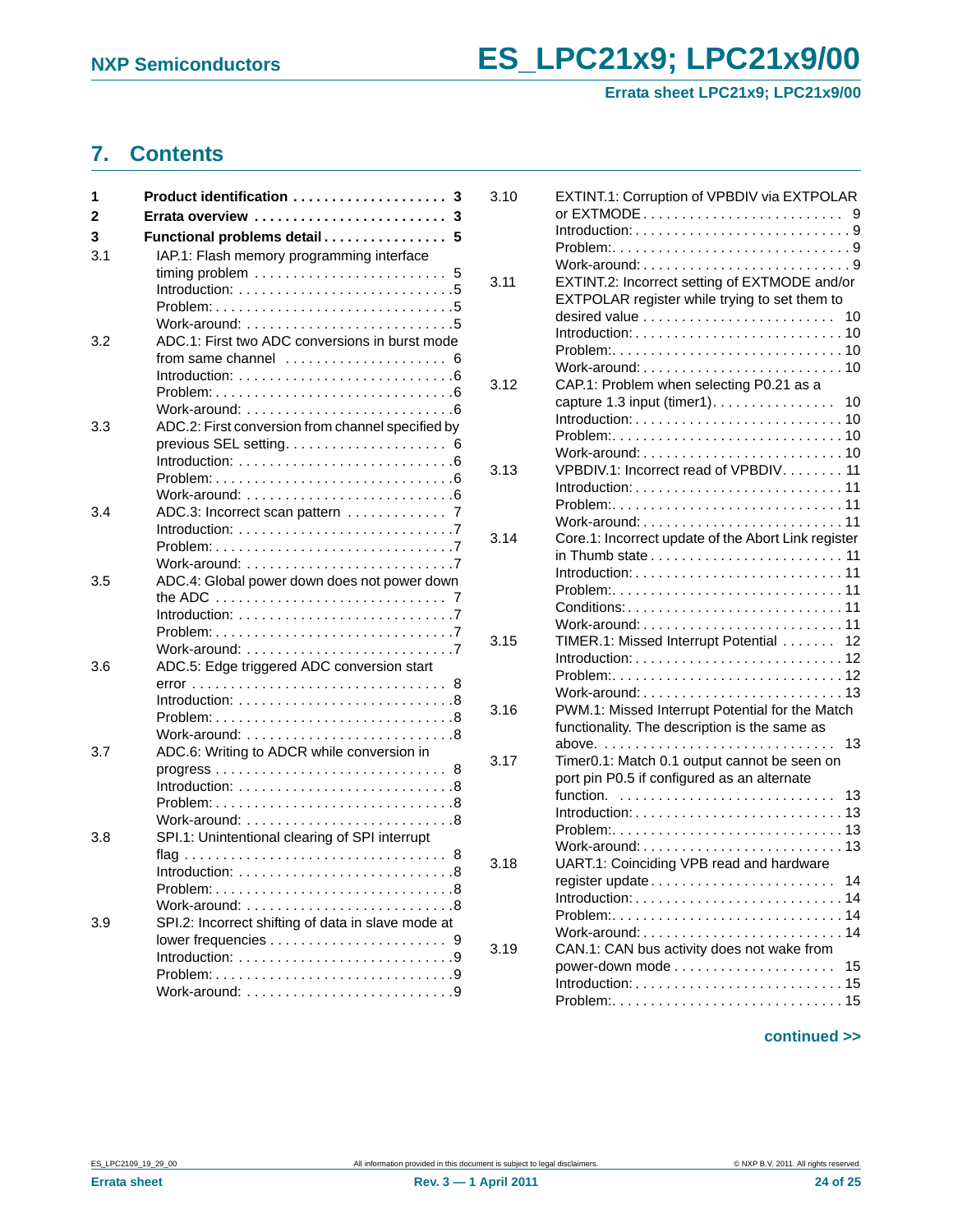## 7. Contents

- **1 Product identification** . . . 3
- **2 Errata overview** . . . 3
- **3 Functional problems detail** . . . 5
- 3.1 IAP.1: Flash memory programming interface timing problem . . . 5
  - Introduction: . . . 5
  - Problem: . . . 5
  - Work-around: . . . 5
- 3.2 ADC.1: First two ADC conversions in burst mode from same channel . . . 6
  - Introduction: . . . 6
  - Problem: . . . 6
  - Work-around: . . . 6
- 3.3 ADC.2: First conversion from channel specified by previous SEL setting . . . 6
  - Introduction: . . . 6
  - Problem: . . . 6
  - Work-around: . . . 6
- 3.4 ADC.3: Incorrect scan pattern . . . 7
  - Introduction: . . . 7
  - Problem: . . . 7
  - Work-around: . . . 7
- 3.5 ADC.4: Global power down does not power down the ADC . . . 7
  - Introduction: . . . 7
  - Problem: . . . 7
  - Work-around: . . . 7
- 3.6 ADC.5: Edge triggered ADC conversion start error . . . 8
  - Introduction: . . . 8
  - Problem: . . . 8
  - Work-around: . . . 8
- 3.7 ADC.6: Writing to ADCR while conversion in progress . . . 8
  - Introduction: . . . 8
  - Problem: . . . 8
  - Work-around: . . . 8
- 3.8 SPI.1: Unintentional clearing of SPI interrupt flag . . . 8
  - Introduction: . . . 8
  - Problem: . . . 8
  - Work-around: . . . 8
- 3.9 SPI.2: Incorrect shifting of data in slave mode at lower frequencies . . . 9
  - Introduction: . . . 9
  - Problem: . . . 9
  - Work-around: . . . 9
- 3.10 EXTINT.1: Corruption of VPBDIV via EXTPOLAR or EXTMODE . . . 9
  - Introduction: . . . 9
  - Problem: . . . 9
  - Work-around: . . . 9
- 3.11 EXTINT.2: Incorrect setting of EXTMODE and/or EXTPOLAR register while trying to set them to desired value . . . 10
  - Introduction: . . . 10
  - Problem: . . . 10
  - Work-around: . . . 10
- 3.12 CAP.1: Problem when selecting P0.21 as a capture 1.3 input (timer1) . . . 10
  - Introduction: . . . 10
  - Problem: . . . 10
  - Work-around: . . . 10
- 3.13 VPBDIV.1: Incorrect read of VPBDIV . . . 11
  - Introduction: . . . 11
  - Problem: . . . 11
  - Work-around: . . . 11
- 3.14 Core.1: Incorrect update of the Abort Link register in Thumb state . . . 11
  - Introduction: . . . 11
  - Problem: . . . 11
  - Conditions: . . . 11
  - Work-around: . . . 11
- 3.15 TIMER.1: Missed Interrupt Potential . . . 12
  - Introduction: . . . 12
  - Problem: . . . 12
  - Work-around: . . . 13
- 3.16 PWM.1: Missed Interrupt Potential for the Match functionality. The description is the same as above. . . . 13
- 3.17 Timer0.1: Match 0.1 output cannot be seen on port pin P0.5 if configured as an alternate function. . . . 13
  - Introduction: . . . 13
  - Problem: . . . 13
  - Work-around: . . . 13
- 3.18 UART.1: Coinciding VPB read and hardware register update . . . 14
  - Introduction: . . . 14
  - Problem: . . . 14
  - Work-around: . . . 14
- 3.19 CAN.1: CAN bus activity does not wake from power-down mode . . . 15
  - Introduction: . . . 15
  - Problem: . . . 15

**continued >>**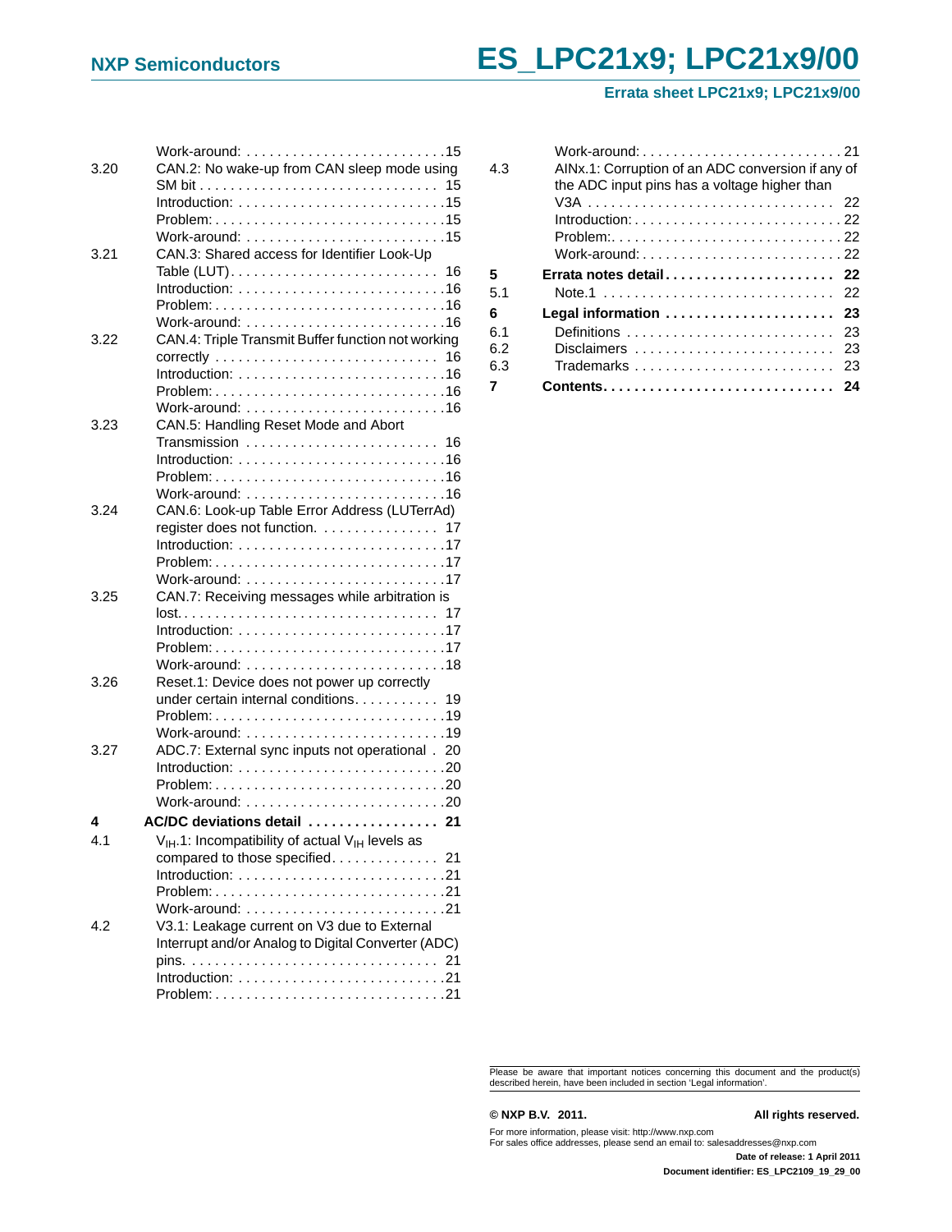Work-around: 15

3.20 CAN.2: No wake-up from CAN sleep mode using SM bit 15
- Introduction: 15
- Problem: 15
- Work-around: 15

3.21 CAN.3: Shared access for Identifier Look-Up Table (LUT) 16
- Introduction: 16
- Problem: 16
- Work-around: 16

3.22 CAN.4: Triple Transmit Buffer function not working correctly 16
- Introduction: 16
- Problem: 16
- Work-around: 16

3.23 CAN.5: Handling Reset Mode and Abort Transmission 16
- Introduction: 16
- Problem: 16
- Work-around: 16

3.24 CAN.6: Look-up Table Error Address (LUTerrAd) register does not function. 17
- Introduction: 17
- Problem: 17
- Work-around: 17

3.25 CAN.7: Receiving messages while arbitration is lost. 17
- Introduction: 17
- Problem: 17
- Work-around: 18

3.26 Reset.1: Device does not power up correctly under certain internal conditions. 19
- Problem: 19
- Work-around: 19

3.27 ADC.7: External sync inputs not operational 20
- Introduction: 20
- Problem: 20
- Work-around: 20

**4 AC/DC deviations detail 21**

4.1 $V_{IH}$.1: Incompatibility of actual $V_{IH}$ levels as compared to those specified 21
- Introduction: 21
- Problem: 21
- Work-around: 21

4.2 V3.1: Leakage current on V3 due to External Interrupt and/or Analog to Digital Converter (ADC) pins. 21
- Introduction: 21
- Problem: 21
- Work-around: 21

4.3 AINx.1: Corruption of an ADC conversion if any of the ADC input pins has a voltage higher than V3A 22
- Introduction: 22
- Problem: 22
- Work-around: 22

**5 Errata notes detail 22**

5.1 Note.1 22

**6 Legal information 23**

6.1 Definitions 23

6.2 Disclaimers 23

6.3 Trademarks 23

**7 Contents 24**

Please be aware that important notices concerning this document and the product(s) described herein, have been included in section 'Legal information'.

**© NXP B.V. 2011.** **All rights reserved.**

For more information, please visit: http://www.nxp.com
For sales office addresses, please send an email to: salesaddresses@nxp.com

**Date of release: 1 April 2011**

**Document identifier: ES_LPC2109_19_29_00**